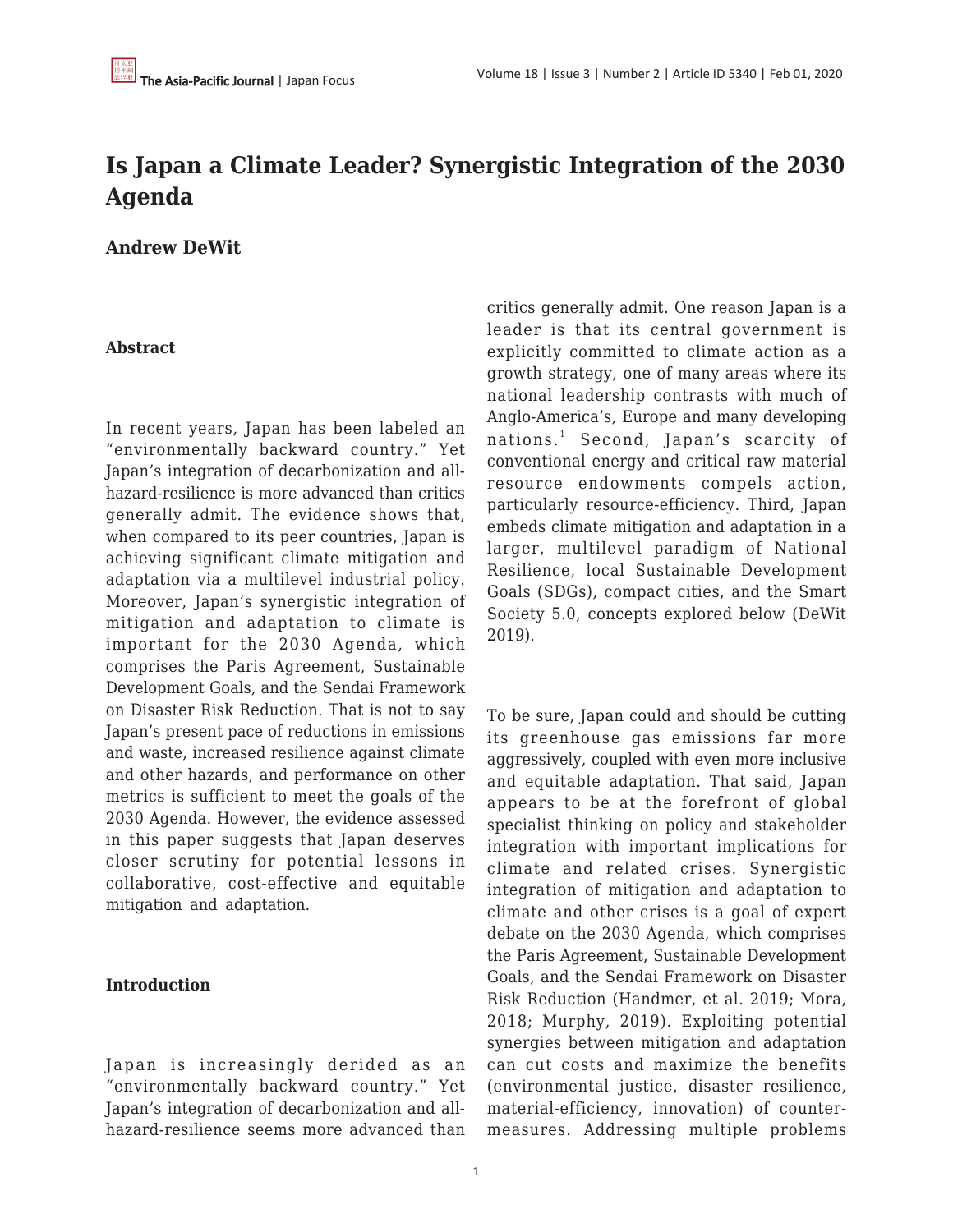# Is Japan a Climate Leader? Synergistic Integration of the 2030 Agenda

**Andrew DeWit**

### Abstract

In recent years, Japan has been labeled an "environmentally backward country." Yet Japan's integration of decarbonization and all-hazard-resilience is more advanced than critics generally admit. The evidence shows that, when compared to its peer countries, Japan is achieving significant climate mitigation and adaptation via a multilevel industrial policy. Moreover, Japan's synergistic integration of mitigation and adaptation to climate is important for the 2030 Agenda, which comprises the Paris Agreement, Sustainable Development Goals, and the Sendai Framework on Disaster Risk Reduction. That is not to say Japan's present pace of reductions in emissions and waste, increased resilience against climate and other hazards, and performance on other metrics is sufficient to meet the goals of the 2030 Agenda. However, the evidence assessed in this paper suggests that Japan deserves closer scrutiny for potential lessons in collaborative, cost-effective and equitable mitigation and adaptation.

### Introduction

Japan is increasingly derided as an "environmentally backward country." Yet Japan's integration of decarbonization and all-hazard-resilience seems more advanced than critics generally admit. One reason Japan is a leader is that its central government is explicitly committed to climate action as a growth strategy, one of many areas where its national leadership contrasts with much of Anglo-America's, Europe and many developing nations.[1] Second, Japan's scarcity of conventional energy and critical raw material resource endowments compels action, particularly resource-efficiency. Third, Japan embeds climate mitigation and adaptation in a larger, multilevel paradigm of National Resilience, local Sustainable Development Goals (SDGs), compact cities, and the Smart Society 5.0, concepts explored below (DeWit 2019).

To be sure, Japan could and should be cutting its greenhouse gas emissions far more aggressively, coupled with even more inclusive and equitable adaptation. That said, Japan appears to be at the forefront of global specialist thinking on policy and stakeholder integration with important implications for climate and related crises. Synergistic integration of mitigation and adaptation to climate and other crises is a goal of expert debate on the 2030 Agenda, which comprises the Paris Agreement, Sustainable Development Goals, and the Sendai Framework on Disaster Risk Reduction (Handmer, et al. 2019; Mora, 2018; Murphy, 2019). Exploiting potential synergies between mitigation and adaptation can cut costs and maximize the benefits (environmental justice, disaster resilience, material-efficiency, innovation) of counter-measures. Addressing multiple problems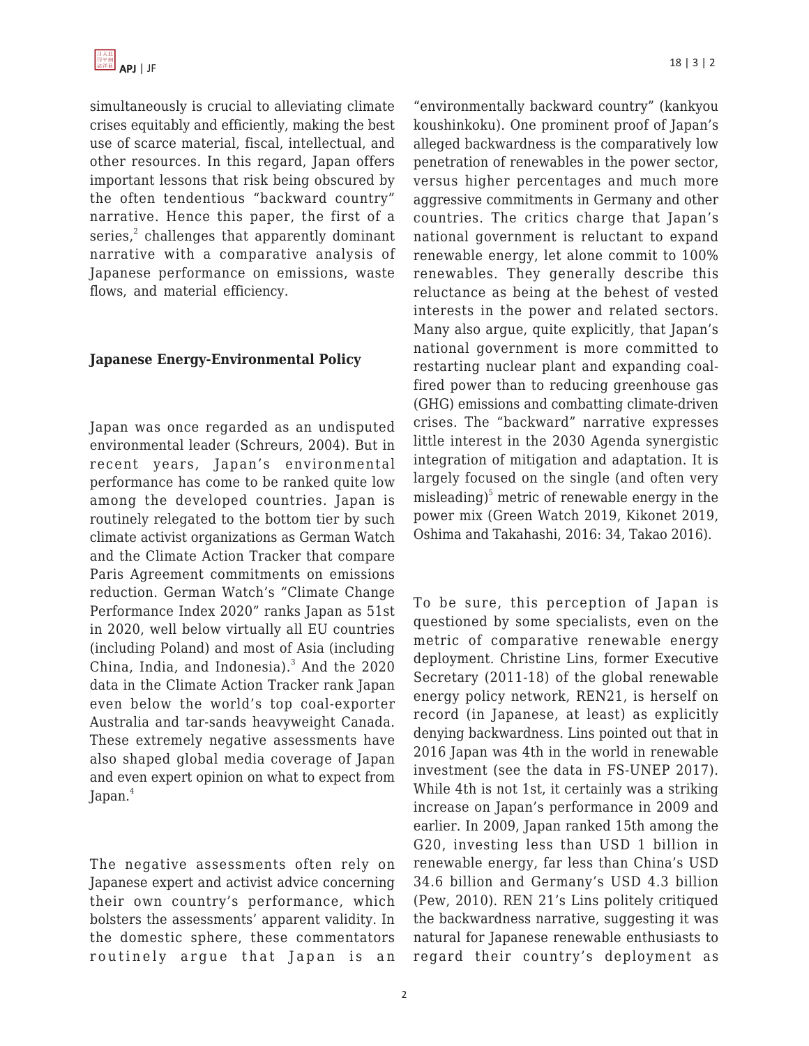simultaneously is crucial to alleviating climate crises equitably and efficiently, making the best use of scarce material, fiscal, intellectual, and other resources. In this regard, Japan offers important lessons that risk being obscured by the often tendentious "backward country" narrative. Hence this paper, the first of a series,[2] challenges that apparently dominant narrative with a comparative analysis of Japanese performance on emissions, waste flows, and material efficiency.

## Japanese Energy-Environmental Policy

Japan was once regarded as an undisputed environmental leader (Schreurs, 2004). But in recent years, Japan's environmental performance has come to be ranked quite low among the developed countries. Japan is routinely relegated to the bottom tier by such climate activist organizations as German Watch and the Climate Action Tracker that compare Paris Agreement commitments on emissions reduction. German Watch's "Climate Change Performance Index 2020" ranks Japan as 51st in 2020, well below virtually all EU countries (including Poland) and most of Asia (including China, India, and Indonesia).[3] And the 2020 data in the Climate Action Tracker rank Japan even below the world's top coal-exporter Australia and tar-sands heavyweight Canada. These extremely negative assessments have also shaped global media coverage of Japan and even expert opinion on what to expect from Japan.[4]

The negative assessments often rely on Japanese expert and activist advice concerning their own country's performance, which bolsters the assessments' apparent validity. In the domestic sphere, these commentators routinely argue that Japan is an "environmentally backward country" (kankyou koushinkoku). One prominent proof of Japan's alleged backwardness is the comparatively low penetration of renewables in the power sector, versus higher percentages and much more aggressive commitments in Germany and other countries. The critics charge that Japan's national government is reluctant to expand renewable energy, let alone commit to 100% renewables. They generally describe this reluctance as being at the behest of vested interests in the power and related sectors. Many also argue, quite explicitly, that Japan's national government is more committed to restarting nuclear plant and expanding coal-fired power than to reducing greenhouse gas (GHG) emissions and combatting climate-driven crises. The "backward" narrative expresses little interest in the 2030 Agenda synergistic integration of mitigation and adaptation. It is largely focused on the single (and often very misleading)[5] metric of renewable energy in the power mix (Green Watch 2019, Kikonet 2019, Oshima and Takahashi, 2016: 34, Takao 2016).

To be sure, this perception of Japan is questioned by some specialists, even on the metric of comparative renewable energy deployment. Christine Lins, former Executive Secretary (2011-18) of the global renewable energy policy network, REN21, is herself on record (in Japanese, at least) as explicitly denying backwardness. Lins pointed out that in 2016 Japan was 4th in the world in renewable investment (see the data in FS-UNEP 2017). While 4th is not 1st, it certainly was a striking increase on Japan's performance in 2009 and earlier. In 2009, Japan ranked 15th among the G20, investing less than USD 1 billion in renewable energy, far less than China's USD 34.6 billion and Germany's USD 4.3 billion (Pew, 2010). REN 21's Lins politely critiqued the backwardness narrative, suggesting it was natural for Japanese renewable enthusiasts to regard their country's deployment as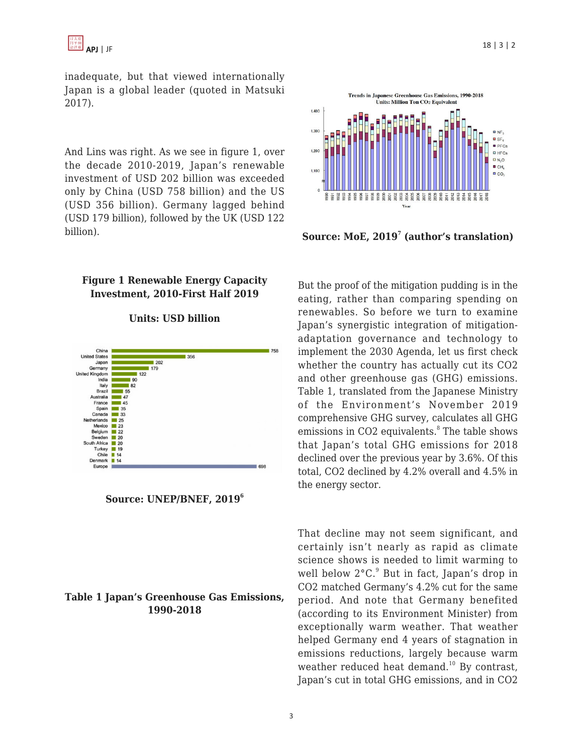inadequate, but that viewed internationally Japan is a global leader (quoted in Matsuki 2017).

And Lins was right. As we see in figure 1, over the decade 2010-2019, Japan's renewable investment of USD 202 billion was exceeded only by China (USD 758 billion) and the US (USD 356 billion). Germany lagged behind (USD 179 billion), followed by the UK (USD 122 billion).

**Figure 1 Renewable Energy Capacity Investment, 2010-First Half 2019**

**Units: USD billion**

| Country | USD billion |
|---|---|
| China | 758 |
| United States | 356 |
| Japan | 202 |
| Germany | 179 |
| United Kingdom | 122 |
| India | 90 |
| Italy | 82 |
| Brazil | 55 |
| Australia | 47 |
| France | 45 |
| Spain | 35 |
| Canada | 33 |
| Netherlands | 25 |
| Mexico | 23 |
| Belgium | 22 |
| Sweden | 20 |
| South Africa | 20 |
| Turkey | 19 |
| Chile | 14 |
| Denmark | 14 |
| Europe | 698 |

**Source: UNEP/BNEF, 2019[6]**

**Table 1 Japan's Greenhouse Gas Emissions, 1990-2018**

Trends in Japanese Greenhouse Gas Emissions, 1990-2018
Units: Million Ton $CO_2$ Equivalent

**Source: MoE, 2019[7] (author's translation)**

But the proof of the mitigation pudding is in the eating, rather than comparing spending on renewables. So before we turn to examine Japan's synergistic integration of mitigation-adaptation governance and technology to implement the 2030 Agenda, let us first check whether the country has actually cut its CO2 and other greenhouse gas (GHG) emissions. Table 1, translated from the Japanese Ministry of the Environment's November 2019 comprehensive GHG survey, calculates all GHG emissions in CO2 equivalents.[8] The table shows that Japan's total GHG emissions for 2018 declined over the previous year by 3.6%. Of this total, CO2 declined by 4.2% overall and 4.5% in the energy sector.

That decline may not seem significant, and certainly isn't nearly as rapid as climate science shows is needed to limit warming to well below 2°C.[9] But in fact, Japan's drop in CO2 matched Germany's 4.2% cut for the same period. And note that Germany benefited (according to its Environment Minister) from exceptionally warm weather. That weather helped Germany end 4 years of stagnation in emissions reductions, largely because warm weather reduced heat demand.[10] By contrast, Japan's cut in total GHG emissions, and in CO2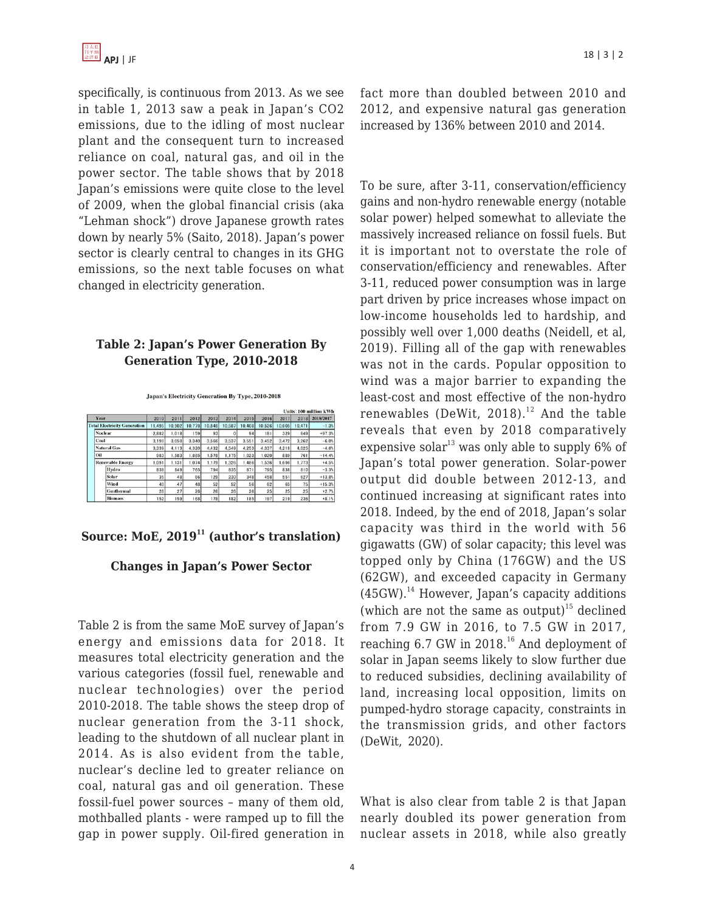specifically, is continuous from 2013. As we see in table 1, 2013 saw a peak in Japan's $CO_2$ emissions, due to the idling of most nuclear plant and the consequent turn to increased reliance on coal, natural gas, and oil in the power sector. The table shows that by 2018 Japan's emissions were quite close to the level of 2009, when the global financial crisis (aka "Lehman shock") drove Japanese growth rates down by nearly 5% (Saito, 2018). Japan's power sector is clearly central to changes in its GHG emissions, so the next table focuses on what changed in electricity generation.

**Table 2: Japan's Power Generation By Generation Type, 2010-2018**

Japan's Electricity Generation By Type, 2010-2018

Units: 100 million kWh

| Year | | 2010 | 2011 | 2012 | 2013 | 2014 | 2015 | 2016 | 2017 | 2018 | 2018/2017 |
|---|---|---|---|---|---|---|---|---|---|---|---|
| Total Electricity Generation | | 11,495 | 10,902 | 10,778 | 10,849 | 10,587 | 10,408 | 10,526 | 10,605 | 10,471 | -1.3% |
| Nuclear | | 2,882 | 1,018 | 159 | 93 | 0 | 94 | 181 | 329 | 649 | +97.3% |
| Coal | | 3,199 | 3,058 | 3,340 | 3,566 | 3,537 | 3,551 | 3,452 | 3,472 | 3,262 | -6.0% |
| Natural Gas | | 3,339 | 4,113 | 4,320 | 4,432 | 4,549 | 4,253 | 4,337 | 4,218 | 4,025 | -4.6% |
| Oil | | 983 | 1,583 | 1,885 | 1,578 | 1,175 | 1,023 | 1,020 | 889 | 761 | -14.4% |
| Renewable Energy | | 1,091 | 1,131 | 1,074 | 1,179 | 1,326 | 1,486 | 1,536 | 1,696 | 1,773 | +4.5% |
| | Hydro | 838 | 849 | 765 | 794 | 835 | 871 | 795 | 838 | 810 | -3.3% |
| | Solar | 35 | 48 | 66 | 129 | 230 | 348 | 458 | 551 | 627 | +13.8% |
| | Wind | 40 | 47 | 48 | 52 | 52 | 56 | 62 | 65 | 75 | +15.3% |
| | Geothermal | 26 | 27 | 26 | 26 | 26 | 26 | 25 | 25 | 25 | +2.7% |
| | Biomass | 152 | 159 | 168 | 178 | 182 | 185 | 197 | 219 | 236 | +8.1% |

**Source: MoE, 2019[11] (author's translation)**

**Changes in Japan's Power Sector**

Table 2 is from the same MoE survey of Japan's energy and emissions data for 2018. It measures total electricity generation and the various categories (fossil fuel, renewable and nuclear technologies) over the period 2010-2018. The table shows the steep drop of nuclear generation from the 3-11 shock, leading to the shutdown of all nuclear plant in 2014. As is also evident from the table, nuclear's decline led to greater reliance on coal, natural gas and oil generation. These fossil-fuel power sources – many of them old, mothballed plants - were ramped up to fill the gap in power supply. Oil-fired generation in fact more than doubled between 2010 and 2012, and expensive natural gas generation increased by 136% between 2010 and 2014.

To be sure, after 3-11, conservation/efficiency gains and non-hydro renewable energy (notable solar power) helped somewhat to alleviate the massively increased reliance on fossil fuels. But it is important not to overstate the role of conservation/efficiency and renewables. After 3-11, reduced power consumption was in large part driven by price increases whose impact on low-income households led to hardship, and possibly well over 1,000 deaths (Neidell, et al, 2019). Filling all of the gap with renewables was not in the cards. Popular opposition to wind was a major barrier to expanding the least-cost and most effective of the non-hydro renewables (DeWit, 2018).[12] And the table reveals that even by 2018 comparatively expensive solar[13] was only able to supply 6% of Japan's total power generation. Solar-power output did double between 2012-13, and continued increasing at significant rates into 2018. Indeed, by the end of 2018, Japan's solar capacity was third in the world with 56 gigawatts (GW) of solar capacity; this level was topped only by China (176GW) and the US (62GW), and exceeded capacity in Germany (45GW).[14] However, Japan's capacity additions (which are not the same as output)[15] declined from 7.9 GW in 2016, to 7.5 GW in 2017, reaching 6.7 GW in 2018.[16] And deployment of solar in Japan seems likely to slow further due to reduced subsidies, declining availability of land, increasing local opposition, limits on pumped-hydro storage capacity, constraints in the transmission grids, and other factors (DeWit, 2020).

What is also clear from table 2 is that Japan nearly doubled its power generation from nuclear assets in 2018, while also greatly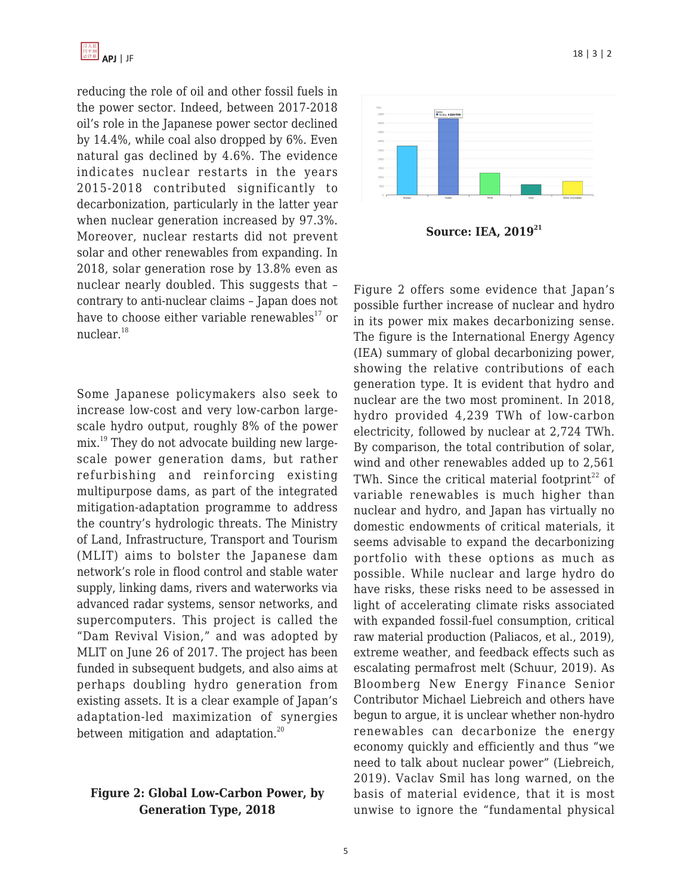reducing the role of oil and other fossil fuels in the power sector. Indeed, between 2017-2018 oil's role in the Japanese power sector declined by 14.4%, while coal also dropped by 6%. Even natural gas declined by 4.6%. The evidence indicates nuclear restarts in the years 2015-2018 contributed significantly to decarbonization, particularly in the latter year when nuclear generation increased by 97.3%. Moreover, nuclear restarts did not prevent solar and other renewables from expanding. In 2018, solar generation rose by 13.8% even as nuclear nearly doubled. This suggests that – contrary to anti-nuclear claims – Japan does not have to choose either variable renewables[17] or nuclear.[18]

Some Japanese policymakers also seek to increase low-cost and very low-carbon large-scale hydro output, roughly 8% of the power mix.[19] They do not advocate building new large-scale power generation dams, but rather refurbishing and reinforcing existing multipurpose dams, as part of the integrated mitigation-adaptation programme to address the country's hydrologic threats. The Ministry of Land, Infrastructure, Transport and Tourism (MLIT) aims to bolster the Japanese dam network's role in flood control and stable water supply, linking dams, rivers and waterworks via advanced radar systems, sensor networks, and supercomputers. This project is called the "Dam Revival Vision," and was adopted by MLIT on June 26 of 2017. The project has been funded in subsequent budgets, and also aims at perhaps doubling hydro generation from existing assets. It is a clear example of Japan's adaptation-led maximization of synergies between mitigation and adaptation.[20]

**Figure 2: Global Low-Carbon Power, by Generation Type, 2018**

**Source: IEA, 2019[21]**

Figure 2 offers some evidence that Japan's possible further increase of nuclear and hydro in its power mix makes decarbonizing sense. The figure is the International Energy Agency (IEA) summary of global decarbonizing power, showing the relative contributions of each generation type. It is evident that hydro and nuclear are the two most prominent. In 2018, hydro provided 4,239 TWh of low-carbon electricity, followed by nuclear at 2,724 TWh. By comparison, the total contribution of solar, wind and other renewables added up to 2,561 TWh. Since the critical material footprint[22] of variable renewables is much higher than nuclear and hydro, and Japan has virtually no domestic endowments of critical materials, it seems advisable to expand the decarbonizing portfolio with these options as much as possible. While nuclear and large hydro do have risks, these risks need to be assessed in light of accelerating climate risks associated with expanded fossil-fuel consumption, critical raw material production (Paliacos, et al., 2019), extreme weather, and feedback effects such as escalating permafrost melt (Schuur, 2019). As Bloomberg New Energy Finance Senior Contributor Michael Liebreich and others have begun to argue, it is unclear whether non-hydro renewables can decarbonize the energy economy quickly and efficiently and thus "we need to talk about nuclear power" (Liebreich, 2019). Vaclav Smil has long warned, on the basis of material evidence, that it is most unwise to ignore the "fundamental physical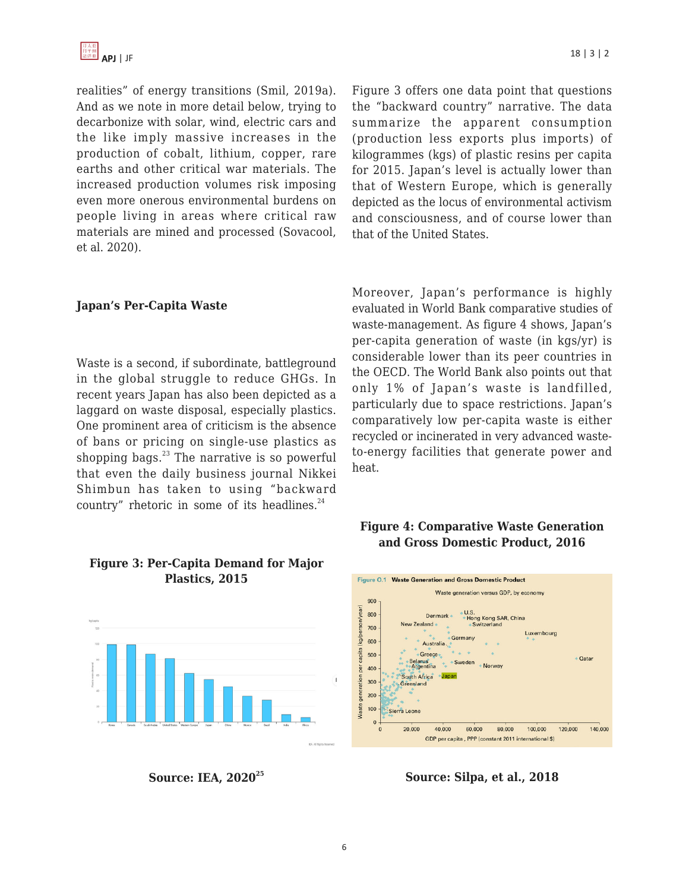realities" of energy transitions (Smil, 2019a). And as we note in more detail below, trying to decarbonize with solar, wind, electric cars and the like imply massive increases in the production of cobalt, lithium, copper, rare earths and other critical war materials. The increased production volumes risk imposing even more onerous environmental burdens on people living in areas where critical raw materials are mined and processed (Sovacool, et al. 2020).

### Japan's Per-Capita Waste

Waste is a second, if subordinate, battleground in the global struggle to reduce GHGs. In recent years Japan has also been depicted as a laggard on waste disposal, especially plastics. One prominent area of criticism is the absence of bans or pricing on single-use plastics as shopping bags.[23] The narrative is so powerful that even the daily business journal Nikkei Shimbun has taken to using "backward country" rhetoric in some of its headlines.[24]

**Figure 3: Per-Capita Demand for Major Plastics, 2015**

**Source: IEA, 2020[25]**

Figure 3 offers one data point that questions the "backward country" narrative. The data summarize the apparent consumption (production less exports plus imports) of kilogrammes (kgs) of plastic resins per capita for 2015. Japan's level is actually lower than that of Western Europe, which is generally depicted as the locus of environmental activism and consciousness, and of course lower than that of the United States.

Moreover, Japan's performance is highly evaluated in World Bank comparative studies of waste-management. As figure 4 shows, Japan's per-capita generation of waste (in kgs/yr) is considerable lower than its peer countries in the OECD. The World Bank also points out that only 1% of Japan's waste is landfilled, particularly due to space restrictions. Japan's comparatively low per-capita waste is either recycled or incinerated in very advanced waste-to-energy facilities that generate power and heat.

**Figure 4: Comparative Waste Generation and Gross Domestic Product, 2016**

**Source: Silpa, et al., 2018**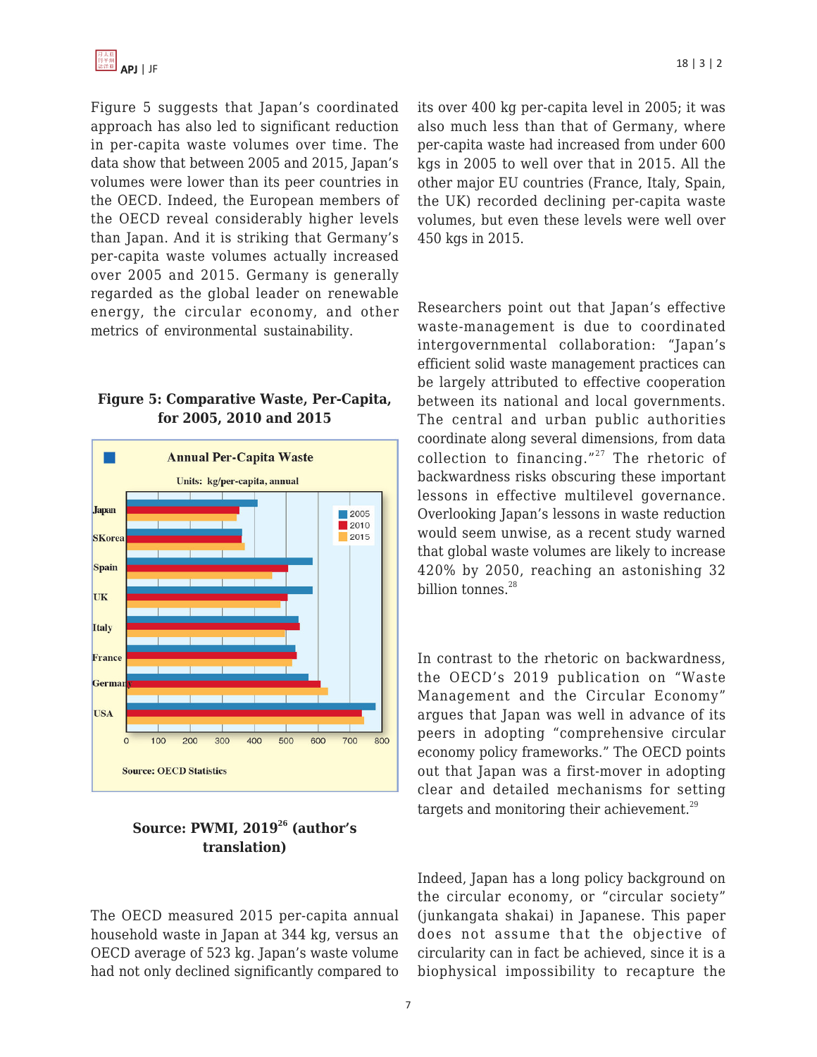Figure 5 suggests that Japan's coordinated approach has also led to significant reduction in per-capita waste volumes over time. The data show that between 2005 and 2015, Japan's volumes were lower than its peer countries in the OECD. Indeed, the European members of the OECD reveal considerably higher levels than Japan. And it is striking that Germany's per-capita waste volumes actually increased over 2005 and 2015. Germany is generally regarded as the global leader on renewable energy, the circular economy, and other metrics of environmental sustainability.

**Figure 5: Comparative Waste, Per-Capita, for 2005, 2010 and 2015**

**Source: PWMI, 2019[26] (author's translation)**

The OECD measured 2015 per-capita annual household waste in Japan at 344 kg, versus an OECD average of 523 kg. Japan's waste volume had not only declined significantly compared to its over 400 kg per-capita level in 2005; it was also much less than that of Germany, where per-capita waste had increased from under 600 kgs in 2005 to well over that in 2015. All the other major EU countries (France, Italy, Spain, the UK) recorded declining per-capita waste volumes, but even these levels were well over 450 kgs in 2015.

Researchers point out that Japan's effective waste-management is due to coordinated intergovernmental collaboration: "Japan's efficient solid waste management practices can be largely attributed to effective cooperation between its national and local governments. The central and urban public authorities coordinate along several dimensions, from data collection to financing."[27] The rhetoric of backwardness risks obscuring these important lessons in effective multilevel governance. Overlooking Japan's lessons in waste reduction would seem unwise, as a recent study warned that global waste volumes are likely to increase 420% by 2050, reaching an astonishing 32 billion tonnes.[28]

In contrast to the rhetoric on backwardness, the OECD's 2019 publication on "Waste Management and the Circular Economy" argues that Japan was well in advance of its peers in adopting "comprehensive circular economy policy frameworks." The OECD points out that Japan was a first-mover in adopting clear and detailed mechanisms for setting targets and monitoring their achievement.[29]

Indeed, Japan has a long policy background on the circular economy, or "circular society" (junkangata shakai) in Japanese. This paper does not assume that the objective of circularity can in fact be achieved, since it is a biophysical impossibility to recapture the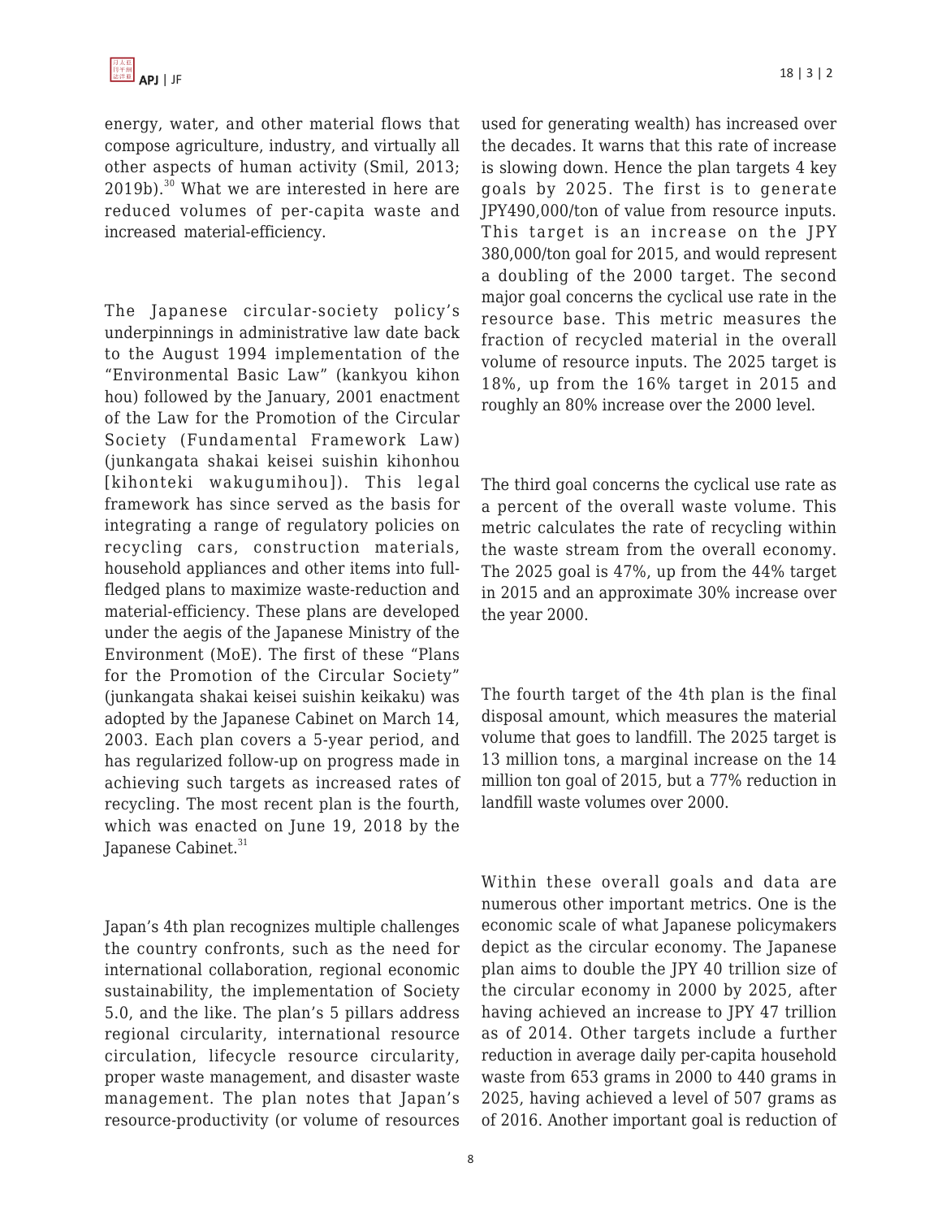energy, water, and other material flows that compose agriculture, industry, and virtually all other aspects of human activity (Smil, 2013; 2019b).[30] What we are interested in here are reduced volumes of per-capita waste and increased material-efficiency.

The Japanese circular-society policy's underpinnings in administrative law date back to the August 1994 implementation of the "Environmental Basic Law" (kankyou kihon hou) followed by the January, 2001 enactment of the Law for the Promotion of the Circular Society (Fundamental Framework Law) (junkangata shakai keisei suishin kihonhou [kihonteki wakugumihou]). This legal framework has since served as the basis for integrating a range of regulatory policies on recycling cars, construction materials, household appliances and other items into full-fledged plans to maximize waste-reduction and material-efficiency. These plans are developed under the aegis of the Japanese Ministry of the Environment (MoE). The first of these "Plans for the Promotion of the Circular Society" (junkangata shakai keisei suishin keikaku) was adopted by the Japanese Cabinet on March 14, 2003. Each plan covers a 5-year period, and has regularized follow-up on progress made in achieving such targets as increased rates of recycling. The most recent plan is the fourth, which was enacted on June 19, 2018 by the Japanese Cabinet.[31]

Japan's 4th plan recognizes multiple challenges the country confronts, such as the need for international collaboration, regional economic sustainability, the implementation of Society 5.0, and the like. The plan's 5 pillars address regional circularity, international resource circulation, lifecycle resource circularity, proper waste management, and disaster waste management. The plan notes that Japan's resource-productivity (or volume of resources used for generating wealth) has increased over the decades. It warns that this rate of increase is slowing down. Hence the plan targets 4 key goals by 2025. The first is to generate JPY490,000/ton of value from resource inputs. This target is an increase on the JPY 380,000/ton goal for 2015, and would represent a doubling of the 2000 target. The second major goal concerns the cyclical use rate in the resource base. This metric measures the fraction of recycled material in the overall volume of resource inputs. The 2025 target is 18%, up from the 16% target in 2015 and roughly an 80% increase over the 2000 level.

The third goal concerns the cyclical use rate as a percent of the overall waste volume. This metric calculates the rate of recycling within the waste stream from the overall economy. The 2025 goal is 47%, up from the 44% target in 2015 and an approximate 30% increase over the year 2000.

The fourth target of the 4th plan is the final disposal amount, which measures the material volume that goes to landfill. The 2025 target is 13 million tons, a marginal increase on the 14 million ton goal of 2015, but a 77% reduction in landfill waste volumes over 2000.

Within these overall goals and data are numerous other important metrics. One is the economic scale of what Japanese policymakers depict as the circular economy. The Japanese plan aims to double the JPY 40 trillion size of the circular economy in 2000 by 2025, after having achieved an increase to JPY 47 trillion as of 2014. Other targets include a further reduction in average daily per-capita household waste from 653 grams in 2000 to 440 grams in 2025, having achieved a level of 507 grams as of 2016. Another important goal is reduction of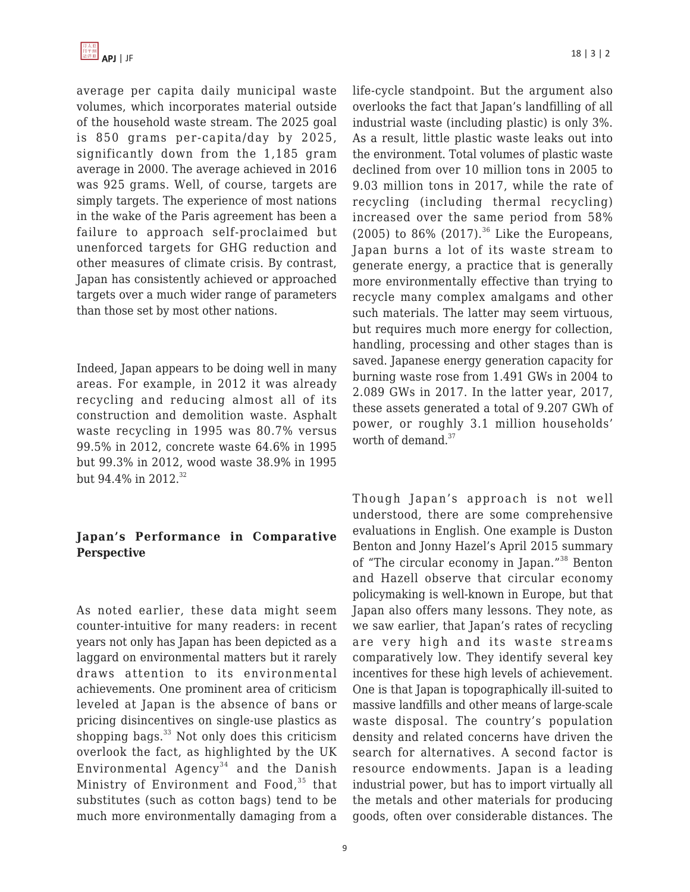average per capita daily municipal waste volumes, which incorporates material outside of the household waste stream. The 2025 goal is 850 grams per-capita/day by 2025, significantly down from the 1,185 gram average in 2000. The average achieved in 2016 was 925 grams. Well, of course, targets are simply targets. The experience of most nations in the wake of the Paris agreement has been a failure to approach self-proclaimed but unenforced targets for GHG reduction and other measures of climate crisis. By contrast, Japan has consistently achieved or approached targets over a much wider range of parameters than those set by most other nations.

Indeed, Japan appears to be doing well in many areas. For example, in 2012 it was already recycling and reducing almost all of its construction and demolition waste. Asphalt waste recycling in 1995 was 80.7% versus 99.5% in 2012, concrete waste 64.6% in 1995 but 99.3% in 2012, wood waste 38.9% in 1995 but 94.4% in 2012.[32]

### Japan's Performance in Comparative Perspective

As noted earlier, these data might seem counter-intuitive for many readers: in recent years not only has Japan has been depicted as a laggard on environmental matters but it rarely draws attention to its environmental achievements. One prominent area of criticism leveled at Japan is the absence of bans or pricing disincentives on single-use plastics as shopping bags.[33] Not only does this criticism overlook the fact, as highlighted by the UK Environmental Agency[34] and the Danish Ministry of Environment and Food,[35] that substitutes (such as cotton bags) tend to be much more environmentally damaging from a life-cycle standpoint. But the argument also overlooks the fact that Japan's landfilling of all industrial waste (including plastic) is only 3%. As a result, little plastic waste leaks out into the environment. Total volumes of plastic waste declined from over 10 million tons in 2005 to 9.03 million tons in 2017, while the rate of recycling (including thermal recycling) increased over the same period from 58% (2005) to 86% (2017).[36] Like the Europeans, Japan burns a lot of its waste stream to generate energy, a practice that is generally more environmentally effective than trying to recycle many complex amalgams and other such materials. The latter may seem virtuous, but requires much more energy for collection, handling, processing and other stages than is saved. Japanese energy generation capacity for burning waste rose from 1.491 GWs in 2004 to 2.089 GWs in 2017. In the latter year, 2017, these assets generated a total of 9.207 GWh of power, or roughly 3.1 million households' worth of demand.[37]

Though Japan's approach is not well understood, there are some comprehensive evaluations in English. One example is Duston Benton and Jonny Hazel's April 2015 summary of "The circular economy in Japan."[38] Benton and Hazell observe that circular economy policymaking is well-known in Europe, but that Japan also offers many lessons. They note, as we saw earlier, that Japan's rates of recycling are very high and its waste streams comparatively low. They identify several key incentives for these high levels of achievement. One is that Japan is topographically ill-suited to massive landfills and other means of large-scale waste disposal. The country's population density and related concerns have driven the search for alternatives. A second factor is resource endowments. Japan is a leading industrial power, but has to import virtually all the metals and other materials for producing goods, often over considerable distances. The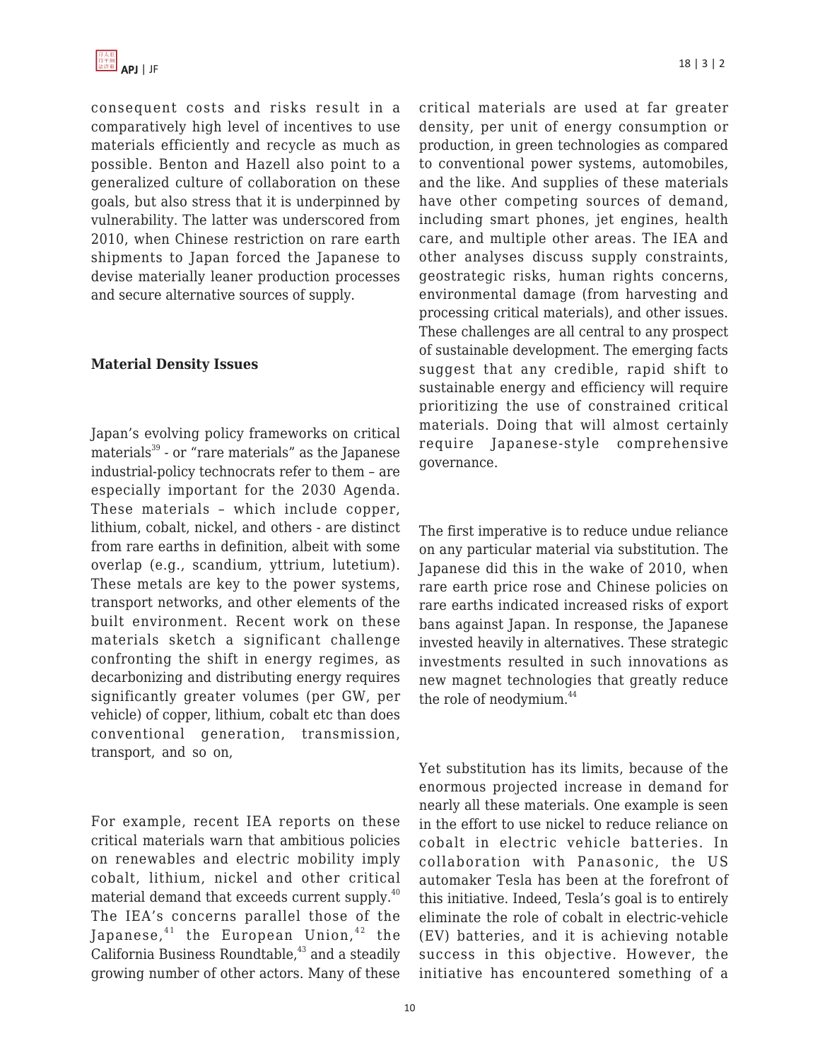consequent costs and risks result in a comparatively high level of incentives to use materials efficiently and recycle as much as possible. Benton and Hazell also point to a generalized culture of collaboration on these goals, but also stress that it is underpinned by vulnerability. The latter was underscored from 2010, when Chinese restriction on rare earth shipments to Japan forced the Japanese to devise materially leaner production processes and secure alternative sources of supply.

**Material Density Issues**

Japan's evolving policy frameworks on critical materials[39] - or "rare materials" as the Japanese industrial-policy technocrats refer to them – are especially important for the 2030 Agenda. These materials – which include copper, lithium, cobalt, nickel, and others - are distinct from rare earths in definition, albeit with some overlap (e.g., scandium, yttrium, lutetium). These metals are key to the power systems, transport networks, and other elements of the built environment. Recent work on these materials sketch a significant challenge confronting the shift in energy regimes, as decarbonizing and distributing energy requires significantly greater volumes (per GW, per vehicle) of copper, lithium, cobalt etc than does conventional generation, transmission, transport, and so on,

For example, recent IEA reports on these critical materials warn that ambitious policies on renewables and electric mobility imply cobalt, lithium, nickel and other critical material demand that exceeds current supply.[40] The IEA's concerns parallel those of the Japanese,[41] the European Union,[42] the California Business Roundtable,[43] and a steadily growing number of other actors. Many of these critical materials are used at far greater density, per unit of energy consumption or production, in green technologies as compared to conventional power systems, automobiles, and the like. And supplies of these materials have other competing sources of demand, including smart phones, jet engines, health care, and multiple other areas. The IEA and other analyses discuss supply constraints, geostrategic risks, human rights concerns, environmental damage (from harvesting and processing critical materials), and other issues. These challenges are all central to any prospect of sustainable development. The emerging facts suggest that any credible, rapid shift to sustainable energy and efficiency will require prioritizing the use of constrained critical materials. Doing that will almost certainly require Japanese-style comprehensive governance.

The first imperative is to reduce undue reliance on any particular material via substitution. The Japanese did this in the wake of 2010, when rare earth price rose and Chinese policies on rare earths indicated increased risks of export bans against Japan. In response, the Japanese invested heavily in alternatives. These strategic investments resulted in such innovations as new magnet technologies that greatly reduce the role of neodymium.[44]

Yet substitution has its limits, because of the enormous projected increase in demand for nearly all these materials. One example is seen in the effort to use nickel to reduce reliance on cobalt in electric vehicle batteries. In collaboration with Panasonic, the US automaker Tesla has been at the forefront of this initiative. Indeed, Tesla's goal is to entirely eliminate the role of cobalt in electric-vehicle (EV) batteries, and it is achieving notable success in this objective. However, the initiative has encountered something of a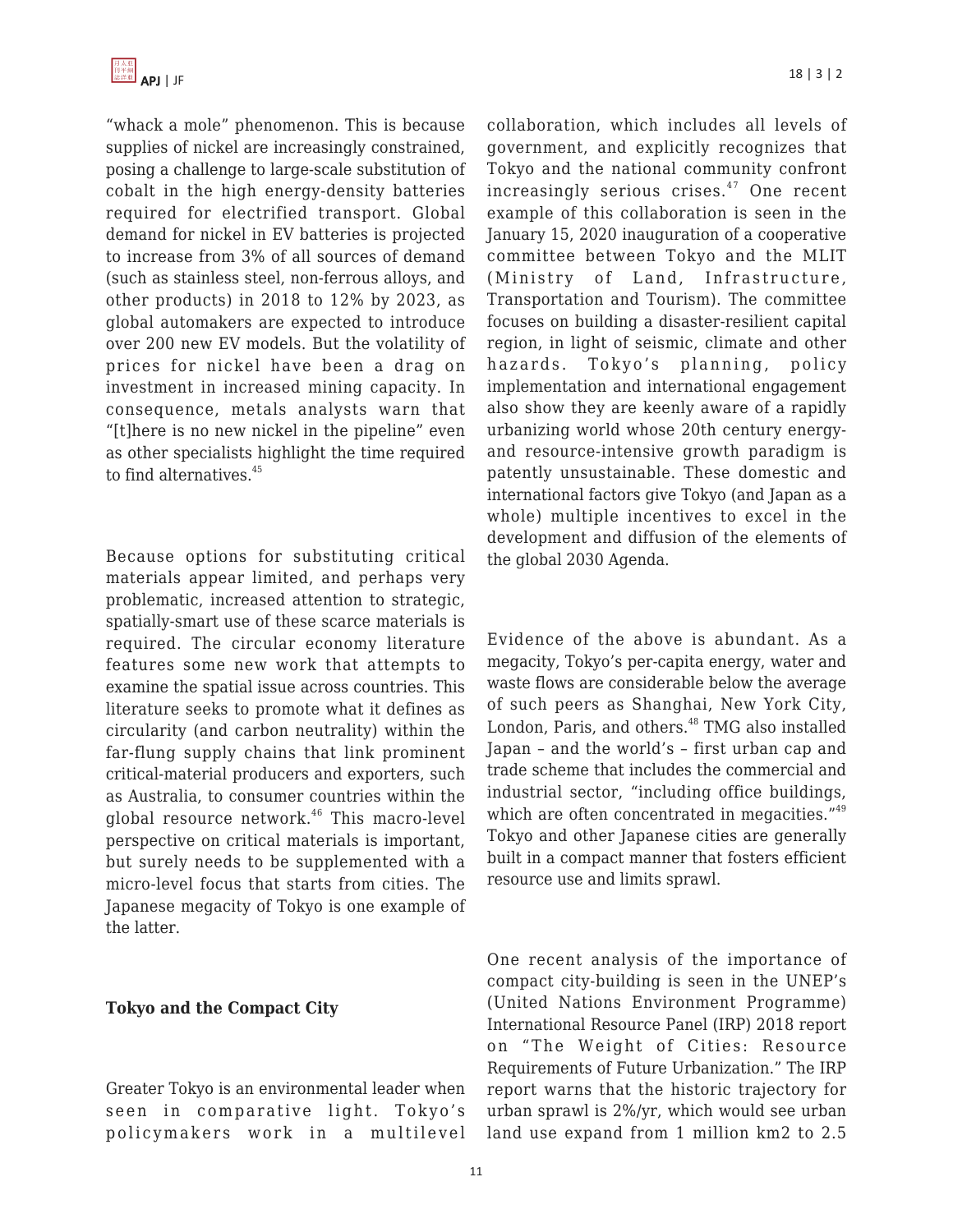"whack a mole" phenomenon. This is because supplies of nickel are increasingly constrained, posing a challenge to large-scale substitution of cobalt in the high energy-density batteries required for electrified transport. Global demand for nickel in EV batteries is projected to increase from 3% of all sources of demand (such as stainless steel, non-ferrous alloys, and other products) in 2018 to 12% by 2023, as global automakers are expected to introduce over 200 new EV models. But the volatility of prices for nickel have been a drag on investment in increased mining capacity. In consequence, metals analysts warn that "[t]here is no new nickel in the pipeline" even as other specialists highlight the time required to find alternatives.[45]

Because options for substituting critical materials appear limited, and perhaps very problematic, increased attention to strategic, spatially-smart use of these scarce materials is required. The circular economy literature features some new work that attempts to examine the spatial issue across countries. This literature seeks to promote what it defines as circularity (and carbon neutrality) within the far-flung supply chains that link prominent critical-material producers and exporters, such as Australia, to consumer countries within the global resource network.[46] This macro-level perspective on critical materials is important, but surely needs to be supplemented with a micro-level focus that starts from cities. The Japanese megacity of Tokyo is one example of the latter.

**Tokyo and the Compact City**

Greater Tokyo is an environmental leader when seen in comparative light. Tokyo's policymakers work in a multilevel collaboration, which includes all levels of government, and explicitly recognizes that Tokyo and the national community confront increasingly serious crises.[47] One recent example of this collaboration is seen in the January 15, 2020 inauguration of a cooperative committee between Tokyo and the MLIT (Ministry of Land, Infrastructure, Transportation and Tourism). The committee focuses on building a disaster-resilient capital region, in light of seismic, climate and other hazards. Tokyo's planning, policy implementation and international engagement also show they are keenly aware of a rapidly urbanizing world whose 20th century energy- and resource-intensive growth paradigm is patently unsustainable. These domestic and international factors give Tokyo (and Japan as a whole) multiple incentives to excel in the development and diffusion of the elements of the global 2030 Agenda.

Evidence of the above is abundant. As a megacity, Tokyo's per-capita energy, water and waste flows are considerable below the average of such peers as Shanghai, New York City, London, Paris, and others.[48] TMG also installed Japan – and the world's – first urban cap and trade scheme that includes the commercial and industrial sector, "including office buildings, which are often concentrated in megacities."[49] Tokyo and other Japanese cities are generally built in a compact manner that fosters efficient resource use and limits sprawl.

One recent analysis of the importance of compact city-building is seen in the UNEP's (United Nations Environment Programme) International Resource Panel (IRP) 2018 report on "The Weight of Cities: Resource Requirements of Future Urbanization." The IRP report warns that the historic trajectory for urban sprawl is 2%/yr, which would see urban land use expand from 1 million km2 to 2.5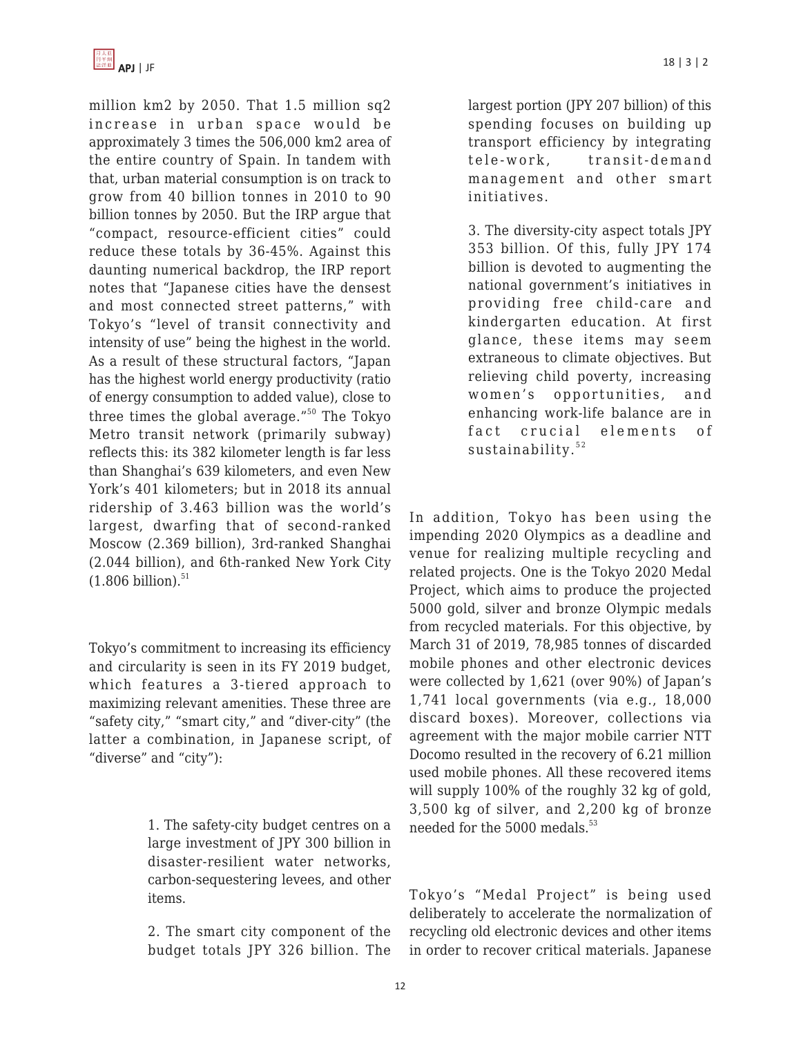million km2 by 2050. That 1.5 million sq2 increase in urban space would be approximately 3 times the 506,000 km2 area of the entire country of Spain. In tandem with that, urban material consumption is on track to grow from 40 billion tonnes in 2010 to 90 billion tonnes by 2050. But the IRP argue that "compact, resource-efficient cities" could reduce these totals by 36-45%. Against this daunting numerical backdrop, the IRP report notes that "Japanese cities have the densest and most connected street patterns," with Tokyo's "level of transit connectivity and intensity of use" being the highest in the world. As a result of these structural factors, "Japan has the highest world energy productivity (ratio of energy consumption to added value), close to three times the global average."[50] The Tokyo Metro transit network (primarily subway) reflects this: its 382 kilometer length is far less than Shanghai's 639 kilometers, and even New York's 401 kilometers; but in 2018 its annual ridership of 3.463 billion was the world's largest, dwarfing that of second-ranked Moscow (2.369 billion), 3rd-ranked Shanghai (2.044 billion), and 6th-ranked New York City (1.806 billion).[51]

Tokyo's commitment to increasing its efficiency and circularity is seen in its FY 2019 budget, which features a 3-tiered approach to maximizing relevant amenities. These three are "safety city," "smart city," and "diver-city" (the latter a combination, in Japanese script, of "diverse" and "city"):

> 1. The safety-city budget centres on a large investment of JPY 300 billion in disaster-resilient water networks, carbon-sequestering levees, and other items.
>
> 2. The smart city component of the budget totals JPY 326 billion. The largest portion (JPY 207 billion) of this spending focuses on building up transport efficiency by integrating tele-work, transit-demand management and other smart initiatives.
>
> 3. The diversity-city aspect totals JPY 353 billion. Of this, fully JPY 174 billion is devoted to augmenting the national government's initiatives in providing free child-care and kindergarten education. At first glance, these items may seem extraneous to climate objectives. But relieving child poverty, increasing women's opportunities, and enhancing work-life balance are in fact crucial elements of sustainability.[52]

In addition, Tokyo has been using the impending 2020 Olympics as a deadline and venue for realizing multiple recycling and related projects. One is the Tokyo 2020 Medal Project, which aims to produce the projected 5000 gold, silver and bronze Olympic medals from recycled materials. For this objective, by March 31 of 2019, 78,985 tonnes of discarded mobile phones and other electronic devices were collected by 1,621 (over 90%) of Japan's 1,741 local governments (via e.g., 18,000 discard boxes). Moreover, collections via agreement with the major mobile carrier NTT Docomo resulted in the recovery of 6.21 million used mobile phones. All these recovered items will supply 100% of the roughly 32 kg of gold, 3,500 kg of silver, and 2,200 kg of bronze needed for the 5000 medals.[53]

Tokyo's "Medal Project" is being used deliberately to accelerate the normalization of recycling old electronic devices and other items in order to recover critical materials. Japanese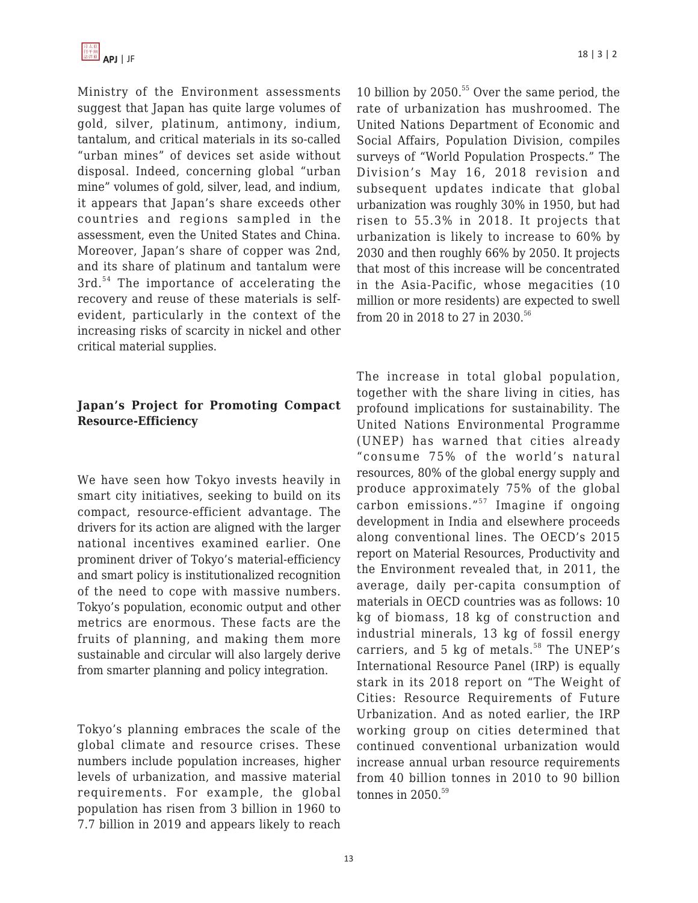Ministry of the Environment assessments suggest that Japan has quite large volumes of gold, silver, platinum, antimony, indium, tantalum, and critical materials in its so-called "urban mines" of devices set aside without disposal. Indeed, concerning global "urban mine" volumes of gold, silver, lead, and indium, it appears that Japan's share exceeds other countries and regions sampled in the assessment, even the United States and China. Moreover, Japan's share of copper was 2nd, and its share of platinum and tantalum were 3rd.[54] The importance of accelerating the recovery and reuse of these materials is self-evident, particularly in the context of the increasing risks of scarcity in nickel and other critical material supplies.

## Japan's Project for Promoting Compact Resource-Efficiency

We have seen how Tokyo invests heavily in smart city initiatives, seeking to build on its compact, resource-efficient advantage. The drivers for its action are aligned with the larger national incentives examined earlier. One prominent driver of Tokyo's material-efficiency and smart policy is institutionalized recognition of the need to cope with massive numbers. Tokyo's population, economic output and other metrics are enormous. These facts are the fruits of planning, and making them more sustainable and circular will also largely derive from smarter planning and policy integration.

Tokyo's planning embraces the scale of the global climate and resource crises. These numbers include population increases, higher levels of urbanization, and massive material requirements. For example, the global population has risen from 3 billion in 1960 to 7.7 billion in 2019 and appears likely to reach 10 billion by 2050.[55] Over the same period, the rate of urbanization has mushroomed. The United Nations Department of Economic and Social Affairs, Population Division, compiles surveys of "World Population Prospects." The Division's May 16, 2018 revision and subsequent updates indicate that global urbanization was roughly 30% in 1950, but had risen to 55.3% in 2018. It projects that urbanization is likely to increase to 60% by 2030 and then roughly 66% by 2050. It projects that most of this increase will be concentrated in the Asia-Pacific, whose megacities (10 million or more residents) are expected to swell from 20 in 2018 to 27 in 2030.[56]

The increase in total global population, together with the share living in cities, has profound implications for sustainability. The United Nations Environmental Programme (UNEP) has warned that cities already "consume 75% of the world's natural resources, 80% of the global energy supply and produce approximately 75% of the global carbon emissions."[57] Imagine if ongoing development in India and elsewhere proceeds along conventional lines. The OECD's 2015 report on Material Resources, Productivity and the Environment revealed that, in 2011, the average, daily per-capita consumption of materials in OECD countries was as follows: 10 kg of biomass, 18 kg of construction and industrial minerals, 13 kg of fossil energy carriers, and 5 kg of metals.[58] The UNEP's International Resource Panel (IRP) is equally stark in its 2018 report on "The Weight of Cities: Resource Requirements of Future Urbanization. And as noted earlier, the IRP working group on cities determined that continued conventional urbanization would increase annual urban resource requirements from 40 billion tonnes in 2010 to 90 billion tonnes in 2050.[59]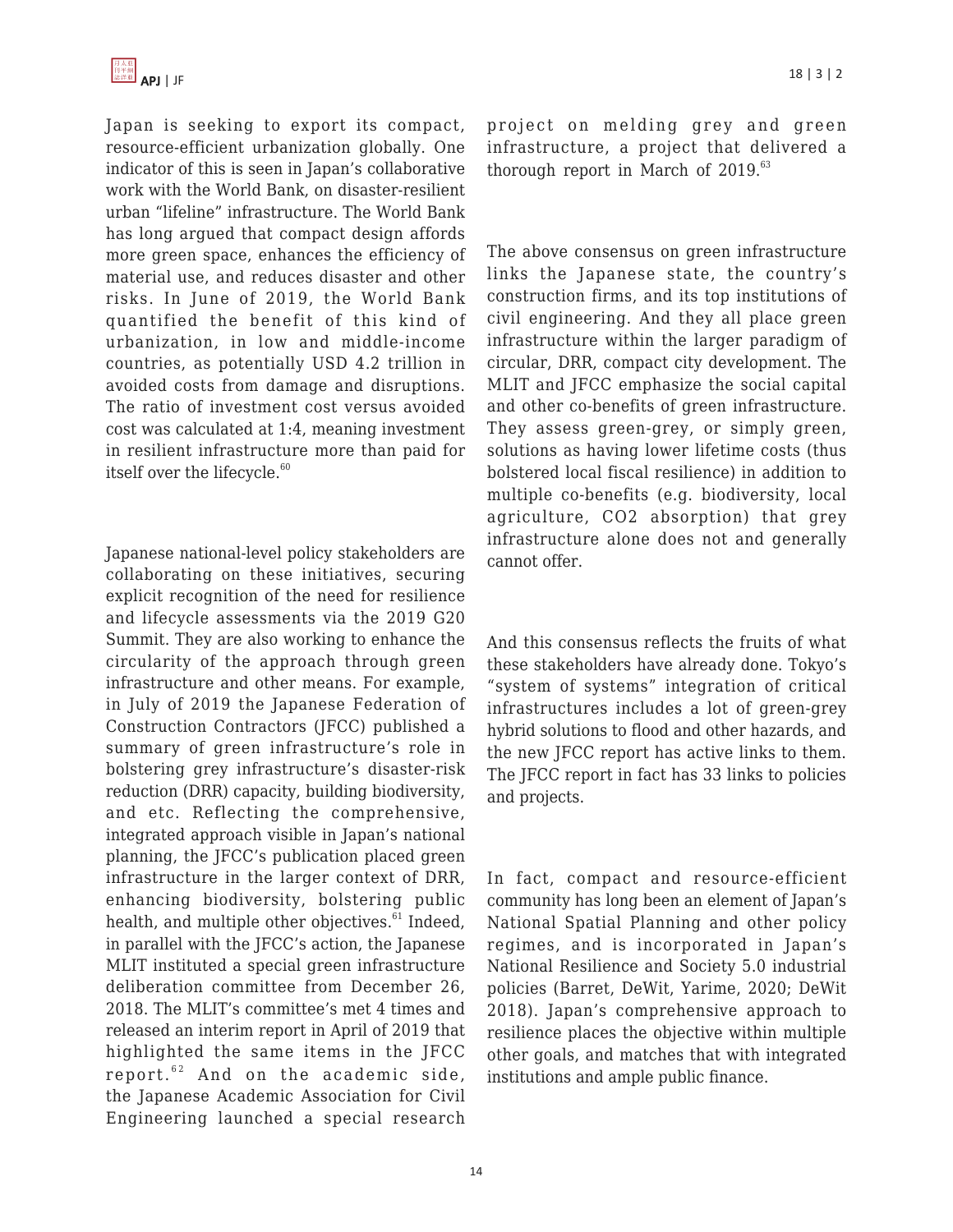Japan is seeking to export its compact, resource-efficient urbanization globally. One indicator of this is seen in Japan's collaborative work with the World Bank, on disaster-resilient urban "lifeline" infrastructure. The World Bank has long argued that compact design affords more green space, enhances the efficiency of material use, and reduces disaster and other risks. In June of 2019, the World Bank quantified the benefit of this kind of urbanization, in low and middle-income countries, as potentially USD 4.2 trillion in avoided costs from damage and disruptions. The ratio of investment cost versus avoided cost was calculated at 1:4, meaning investment in resilient infrastructure more than paid for itself over the lifecycle.[60]

Japanese national-level policy stakeholders are collaborating on these initiatives, securing explicit recognition of the need for resilience and lifecycle assessments via the 2019 G20 Summit. They are also working to enhance the circularity of the approach through green infrastructure and other means. For example, in July of 2019 the Japanese Federation of Construction Contractors (JFCC) published a summary of green infrastructure's role in bolstering grey infrastructure's disaster-risk reduction (DRR) capacity, building biodiversity, and etc. Reflecting the comprehensive, integrated approach visible in Japan's national planning, the JFCC's publication placed green infrastructure in the larger context of DRR, enhancing biodiversity, bolstering public health, and multiple other objectives.[61] Indeed, in parallel with the JFCC's action, the Japanese MLIT instituted a special green infrastructure deliberation committee from December 26, 2018. The MLIT's committee's met 4 times and released an interim report in April of 2019 that highlighted the same items in the JFCC report.[62] And on the academic side, the Japanese Academic Association for Civil Engineering launched a special research project on melding grey and green infrastructure, a project that delivered a thorough report in March of 2019.[63]

The above consensus on green infrastructure links the Japanese state, the country's construction firms, and its top institutions of civil engineering. And they all place green infrastructure within the larger paradigm of circular, DRR, compact city development. The MLIT and JFCC emphasize the social capital and other co-benefits of green infrastructure. They assess green-grey, or simply green, solutions as having lower lifetime costs (thus bolstered local fiscal resilience) in addition to multiple co-benefits (e.g. biodiversity, local agriculture, $CO_2$ absorption) that grey infrastructure alone does not and generally cannot offer.

And this consensus reflects the fruits of what these stakeholders have already done. Tokyo's "system of systems" integration of critical infrastructures includes a lot of green-grey hybrid solutions to flood and other hazards, and the new JFCC report has active links to them. The JFCC report in fact has 33 links to policies and projects.

In fact, compact and resource-efficient community has long been an element of Japan's National Spatial Planning and other policy regimes, and is incorporated in Japan's National Resilience and Society 5.0 industrial policies (Barret, DeWit, Yarime, 2020; DeWit 2018). Japan's comprehensive approach to resilience places the objective within multiple other goals, and matches that with integrated institutions and ample public finance.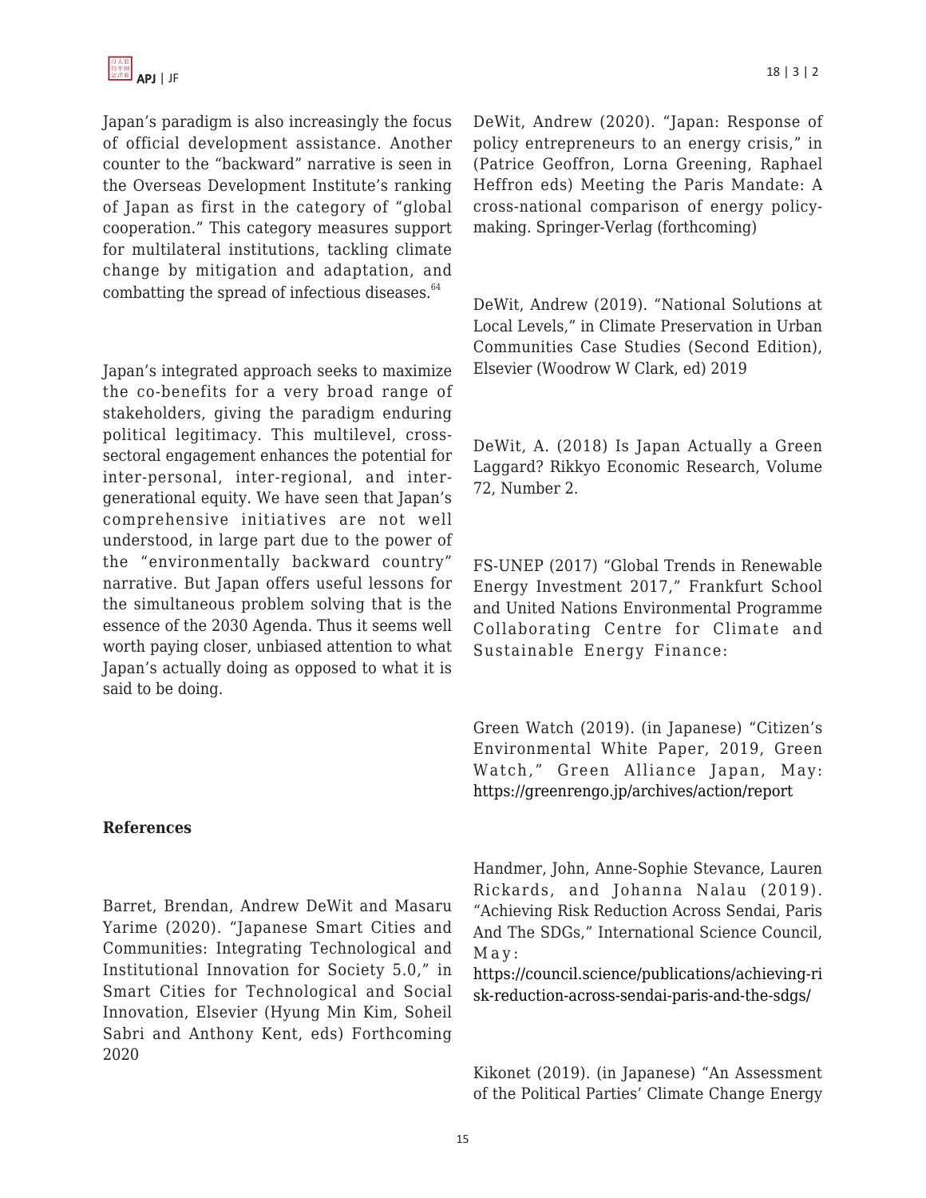Japan's paradigm is also increasingly the focus of official development assistance. Another counter to the "backward" narrative is seen in the Overseas Development Institute's ranking of Japan as first in the category of "global cooperation." This category measures support for multilateral institutions, tackling climate change by mitigation and adaptation, and combatting the spread of infectious diseases.[64]

Japan's integrated approach seeks to maximize the co-benefits for a very broad range of stakeholders, giving the paradigm enduring political legitimacy. This multilevel, cross-sectoral engagement enhances the potential for inter-personal, inter-regional, and inter-generational equity. We have seen that Japan's comprehensive initiatives are not well understood, in large part due to the power of the "environmentally backward country" narrative. But Japan offers useful lessons for the simultaneous problem solving that is the essence of the 2030 Agenda. Thus it seems well worth paying closer, unbiased attention to what Japan's actually doing as opposed to what it is said to be doing.

**References**

Barret, Brendan, Andrew DeWit and Masaru Yarime (2020). "Japanese Smart Cities and Communities: Integrating Technological and Institutional Innovation for Society 5.0," in Smart Cities for Technological and Social Innovation, Elsevier (Hyung Min Kim, Soheil Sabri and Anthony Kent, eds) Forthcoming 2020

DeWit, Andrew (2020). "Japan: Response of policy entrepreneurs to an energy crisis," in (Patrice Geoffron, Lorna Greening, Raphael Heffron eds) Meeting the Paris Mandate: A cross-national comparison of energy policy-making. Springer-Verlag (forthcoming)

DeWit, Andrew (2019). "National Solutions at Local Levels," in Climate Preservation in Urban Communities Case Studies (Second Edition), Elsevier (Woodrow W Clark, ed) 2019

DeWit, A. (2018) Is Japan Actually a Green Laggard? Rikkyo Economic Research, Volume 72, Number 2.

FS-UNEP (2017) "Global Trends in Renewable Energy Investment 2017," Frankfurt School and United Nations Environmental Programme Collaborating Centre for Climate and Sustainable Energy Finance:

Green Watch (2019). (in Japanese) "Citizen's Environmental White Paper, 2019, Green Watch," Green Alliance Japan, May: https://greenrengo.jp/archives/action/report

Handmer, John, Anne-Sophie Stevance, Lauren Rickards, and Johanna Nalau (2019). "Achieving Risk Reduction Across Sendai, Paris And The SDGs," International Science Council, May: https://council.science/publications/achieving-risk-reduction-across-sendai-paris-and-the-sdgs/

Kikonet (2019). (in Japanese) "An Assessment of the Political Parties' Climate Change Energy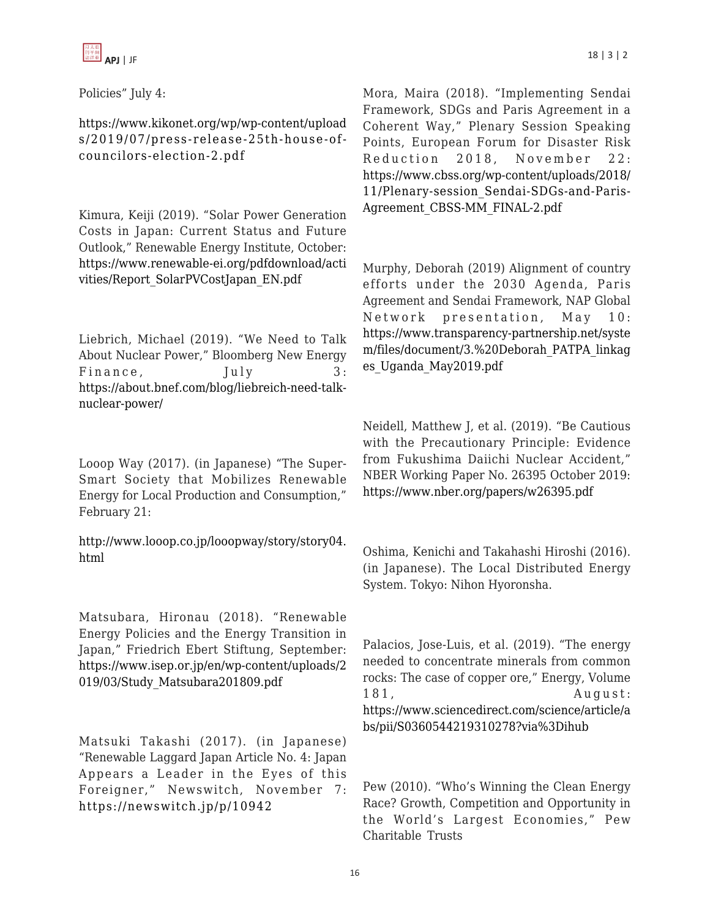Policies" July 4:

https://www.kikonet.org/wp/wp-content/uploads/2019/07/press-release-25th-house-of-councilors-election-2.pdf

Kimura, Keiji (2019). "Solar Power Generation Costs in Japan: Current Status and Future Outlook," Renewable Energy Institute, October: https://www.renewable-ei.org/pdfdownload/activities/Report_SolarPVCostJapan_EN.pdf

Liebrich, Michael (2019). "We Need to Talk About Nuclear Power," Bloomberg New Energy Finance, July 3: https://about.bnef.com/blog/liebreich-need-talk-nuclear-power/

Looop Way (2017). (in Japanese) "The Super-Smart Society that Mobilizes Renewable Energy for Local Production and Consumption," February 21:

http://www.looop.co.jp/looopway/story/story04.html

Matsubara, Hironau (2018). "Renewable Energy Policies and the Energy Transition in Japan," Friedrich Ebert Stiftung, September: https://www.isep.or.jp/en/wp-content/uploads/2019/03/Study_Matsubara201809.pdf

Matsuki Takashi (2017). (in Japanese) "Renewable Laggard Japan Article No. 4: Japan Appears a Leader in the Eyes of this Foreigner," Newswitch, November 7: https://newswitch.jp/p/10942

Mora, Maira (2018). "Implementing Sendai Framework, SDGs and Paris Agreement in a Coherent Way," Plenary Session Speaking Points, European Forum for Disaster Risk Reduction 2018, November 22: https://www.cbss.org/wp-content/uploads/2018/11/Plenary-session_Sendai-SDGs-and-Paris-Agreement_CBSS-MM_FINAL-2.pdf

Murphy, Deborah (2019) Alignment of country efforts under the 2030 Agenda, Paris Agreement and Sendai Framework, NAP Global Network presentation, May 10: https://www.transparency-partnership.net/system/files/document/3.%20Deborah_PATPA_linkages_Uganda_May2019.pdf

Neidell, Matthew J, et al. (2019). "Be Cautious with the Precautionary Principle: Evidence from Fukushima Daiichi Nuclear Accident," NBER Working Paper No. 26395 October 2019: https://www.nber.org/papers/w26395.pdf

Oshima, Kenichi and Takahashi Hiroshi (2016). (in Japanese). The Local Distributed Energy System. Tokyo: Nihon Hyoronsha.

Palacios, Jose-Luis, et al. (2019). "The energy needed to concentrate minerals from common rocks: The case of copper ore," Energy, Volume 181, August: https://www.sciencedirect.com/science/article/abs/pii/S0360544219310278?via%3Dihub

Pew (2010). "Who's Winning the Clean Energy Race? Growth, Competition and Opportunity in the World's Largest Economies," Pew Charitable Trusts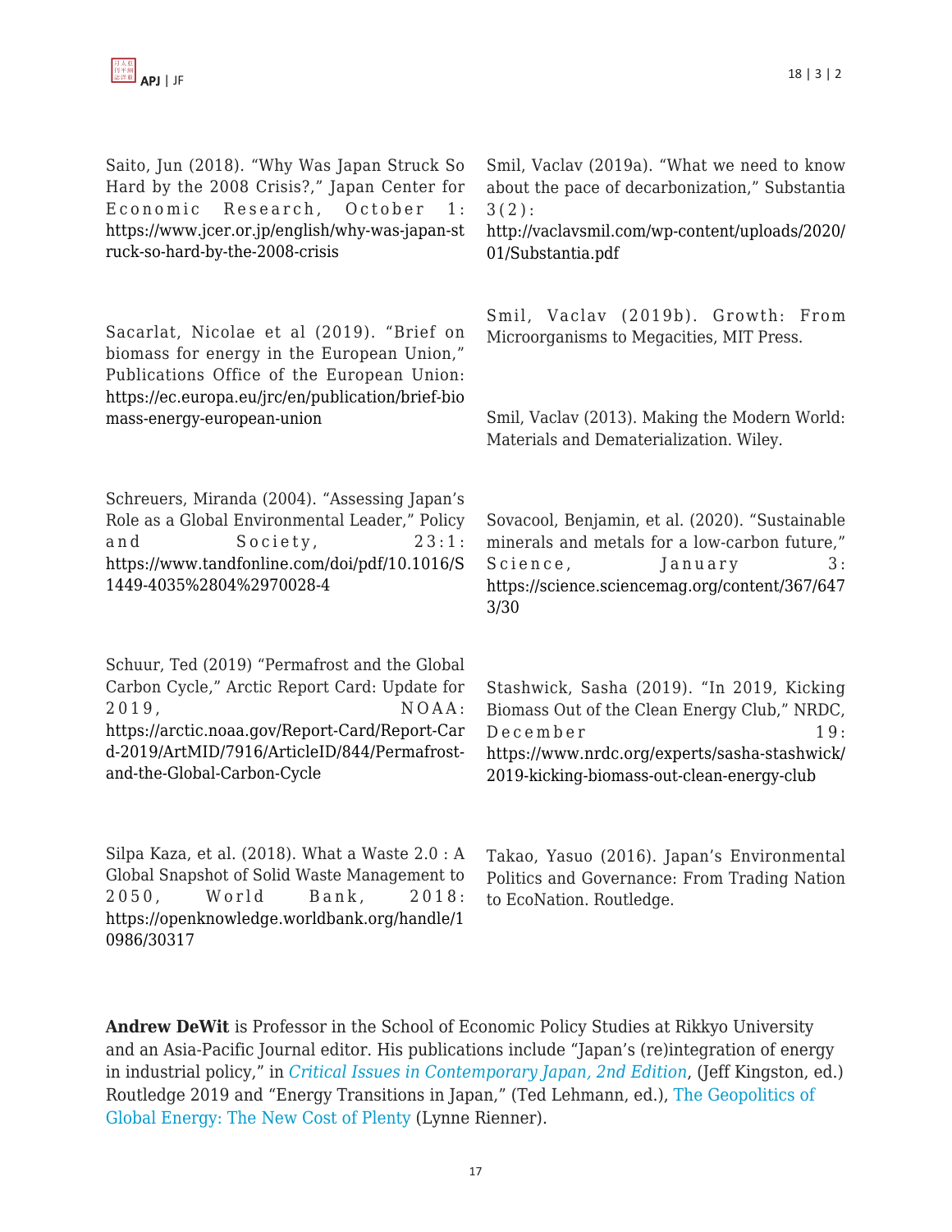Saito, Jun (2018). "Why Was Japan Struck So Hard by the 2008 Crisis?," Japan Center for Economic Research, October 1: https://www.jcer.or.jp/english/why-was-japan-struck-so-hard-by-the-2008-crisis

Sacarlat, Nicolae et al (2019). "Brief on biomass for energy in the European Union," Publications Office of the European Union: https://ec.europa.eu/jrc/en/publication/brief-biomass-energy-european-union

Schreuers, Miranda (2004). "Assessing Japan's Role as a Global Environmental Leader," Policy and Society, 23:1: https://www.tandfonline.com/doi/pdf/10.1016/S1449-4035%2804%2970028-4

Schuur, Ted (2019) "Permafrost and the Global Carbon Cycle," Arctic Report Card: Update for 2019, NOAA: https://arctic.noaa.gov/Report-Card/Report-Card-2019/ArtMID/7916/ArticleID/844/Permafrost-and-the-Global-Carbon-Cycle

Silpa Kaza, et al. (2018). What a Waste 2.0 : A Global Snapshot of Solid Waste Management to 2050, World Bank, 2018: https://openknowledge.worldbank.org/handle/10986/30317

Smil, Vaclav (2019a). "What we need to know about the pace of decarbonization," Substantia 3(2): http://vaclavsmil.com/wp-content/uploads/2020/01/Substantia.pdf

Smil, Vaclav (2019b). Growth: From Microorganisms to Megacities, MIT Press.

Smil, Vaclav (2013). Making the Modern World: Materials and Dematerialization. Wiley.

Sovacool, Benjamin, et al. (2020). "Sustainable minerals and metals for a low-carbon future," Science, January 3: https://science.sciencemag.org/content/367/6473/30

Stashwick, Sasha (2019). "In 2019, Kicking Biomass Out of the Clean Energy Club," NRDC, December 19: https://www.nrdc.org/experts/sasha-stashwick/2019-kicking-biomass-out-clean-energy-club

Takao, Yasuo (2016). Japan's Environmental Politics and Governance: From Trading Nation to EcoNation. Routledge.

**Andrew DeWit** is Professor in the School of Economic Policy Studies at Rikkyo University and an Asia-Pacific Journal editor. His publications include "Japan's (re)integration of energy in industrial policy," in *Critical Issues in Contemporary Japan, 2nd Edition*, (Jeff Kingston, ed.) Routledge 2019 and "Energy Transitions in Japan," (Ted Lehmann, ed.), The Geopolitics of Global Energy: The New Cost of Plenty (Lynne Rienner).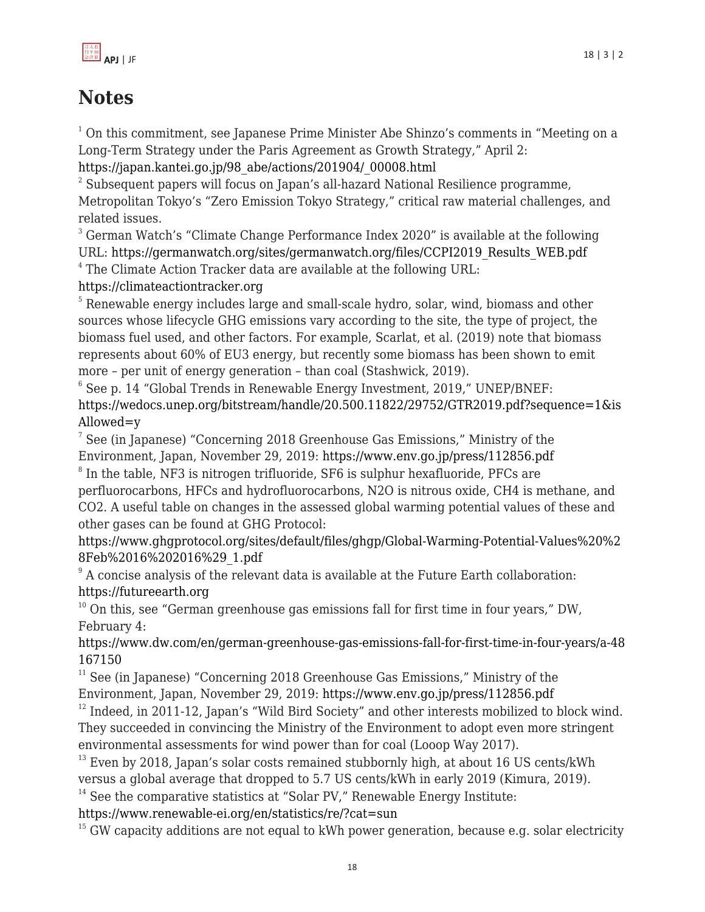# Notes

[1] On this commitment, see Japanese Prime Minister Abe Shinzo's comments in "Meeting on a Long-Term Strategy under the Paris Agreement as Growth Strategy," April 2: https://japan.kantei.go.jp/98_abe/actions/201904/_00008.html

[2] Subsequent papers will focus on Japan's all-hazard National Resilience programme, Metropolitan Tokyo's "Zero Emission Tokyo Strategy," critical raw material challenges, and related issues.

[3] German Watch's "Climate Change Performance Index 2020" is available at the following URL: https://germanwatch.org/sites/germanwatch.org/files/CCPI2019_Results_WEB.pdf

[4] The Climate Action Tracker data are available at the following URL: https://climateactiontracker.org

[5] Renewable energy includes large and small-scale hydro, solar, wind, biomass and other sources whose lifecycle GHG emissions vary according to the site, the type of project, the biomass fuel used, and other factors. For example, Scarlat, et al. (2019) note that biomass represents about 60% of EU3 energy, but recently some biomass has been shown to emit more – per unit of energy generation – than coal (Stashwick, 2019).

[6] See p. 14 "Global Trends in Renewable Energy Investment, 2019," UNEP/BNEF: https://wedocs.unep.org/bitstream/handle/20.500.11822/29752/GTR2019.pdf?sequence=1&isAllowed=y

[7] See (in Japanese) "Concerning 2018 Greenhouse Gas Emissions," Ministry of the Environment, Japan, November 29, 2019: https://www.env.go.jp/press/112856.pdf

[8] In the table, NF3 is nitrogen trifluoride, SF6 is sulphur hexafluoride, PFCs are perfluorocarbons, HFCs and hydrofluorocarbons, N2O is nitrous oxide, CH4 is methane, and CO2. A useful table on changes in the assessed global warming potential values of these and other gases can be found at GHG Protocol: https://www.ghgprotocol.org/sites/default/files/ghgp/Global-Warming-Potential-Values%20%28Feb%2016%202016%29_1.pdf

[9] A concise analysis of the relevant data is available at the Future Earth collaboration: https://futureearth.org

[10] On this, see "German greenhouse gas emissions fall for first time in four years," DW, February 4: https://www.dw.com/en/german-greenhouse-gas-emissions-fall-for-first-time-in-four-years/a-48167150

[11] See (in Japanese) "Concerning 2018 Greenhouse Gas Emissions," Ministry of the Environment, Japan, November 29, 2019: https://www.env.go.jp/press/112856.pdf

[12] Indeed, in 2011-12, Japan's "Wild Bird Society" and other interests mobilized to block wind. They succeeded in convincing the Ministry of the Environment to adopt even more stringent environmental assessments for wind power than for coal (Looop Way 2017).

[13] Even by 2018, Japan's solar costs remained stubbornly high, at about 16 US cents/kWh versus a global average that dropped to 5.7 US cents/kWh in early 2019 (Kimura, 2019).

[14] See the comparative statistics at "Solar PV," Renewable Energy Institute: https://www.renewable-ei.org/en/statistics/re/?cat=sun

[15] GW capacity additions are not equal to kWh power generation, because e.g. solar electricity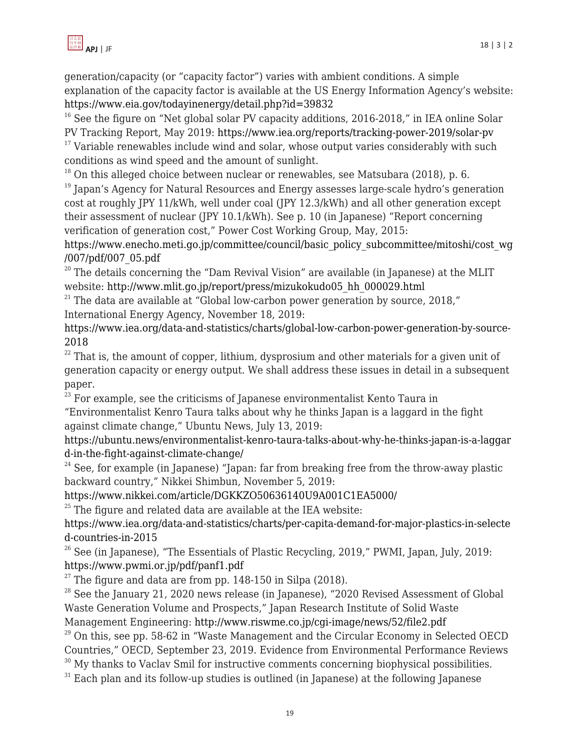generation/capacity (or "capacity factor") varies with ambient conditions. A simple explanation of the capacity factor is available at the US Energy Information Agency's website: https://www.eia.gov/todayinenergy/detail.php?id=39832

[16] See the figure on "Net global solar PV capacity additions, 2016-2018," in IEA online Solar PV Tracking Report, May 2019: https://www.iea.org/reports/tracking-power-2019/solar-pv

[17] Variable renewables include wind and solar, whose output varies considerably with such conditions as wind speed and the amount of sunlight.

[18] On this alleged choice between nuclear or renewables, see Matsubara (2018), p. 6.

[19] Japan's Agency for Natural Resources and Energy assesses large-scale hydro's generation cost at roughly JPY 11/kWh, well under coal (JPY 12.3/kWh) and all other generation except their assessment of nuclear (JPY 10.1/kWh). See p. 10 (in Japanese) "Report concerning verification of generation cost," Power Cost Working Group, May, 2015: https://www.enecho.meti.go.jp/committee/council/basic_policy_subcommittee/mitoshi/cost_wg/007/pdf/007_05.pdf

[20] The details concerning the "Dam Revival Vision" are available (in Japanese) at the MLIT website: http://www.mlit.go.jp/report/press/mizukokudo05_hh_000029.html

[21] The data are available at "Global low-carbon power generation by source, 2018," International Energy Agency, November 18, 2019: https://www.iea.org/data-and-statistics/charts/global-low-carbon-power-generation-by-source-2018

[22] That is, the amount of copper, lithium, dysprosium and other materials for a given unit of generation capacity or energy output. We shall address these issues in detail in a subsequent paper.

[23] For example, see the criticisms of Japanese environmentalist Kento Taura in "Environmentalist Kenro Taura talks about why he thinks Japan is a laggard in the fight against climate change," Ubuntu News, July 13, 2019: https://ubuntu.news/environmentalist-kenro-taura-talks-about-why-he-thinks-japan-is-a-laggard-in-the-fight-against-climate-change/

[24] See, for example (in Japanese) "Japan: far from breaking free from the throw-away plastic backward country," Nikkei Shimbun, November 5, 2019: https://www.nikkei.com/article/DGKKZO50636140U9A001C1EA5000/

[25] The figure and related data are available at the IEA website: https://www.iea.org/data-and-statistics/charts/per-capita-demand-for-major-plastics-in-selected-countries-in-2015

[26] See (in Japanese), "The Essentials of Plastic Recycling, 2019," PWMI, Japan, July, 2019: https://www.pwmi.or.jp/pdf/panf1.pdf

[27] The figure and data are from pp. 148-150 in Silpa (2018).

[28] See the January 21, 2020 news release (in Japanese), "2020 Revised Assessment of Global Waste Generation Volume and Prospects," Japan Research Institute of Solid Waste Management Engineering: http://www.riswme.co.jp/cgi-image/news/52/file2.pdf

[29] On this, see pp. 58-62 in "Waste Management and the Circular Economy in Selected OECD Countries," OECD, September 23, 2019. Evidence from Environmental Performance Reviews

[30] My thanks to Vaclav Smil for instructive comments concerning biophysical possibilities.

[31] Each plan and its follow-up studies is outlined (in Japanese) at the following Japanese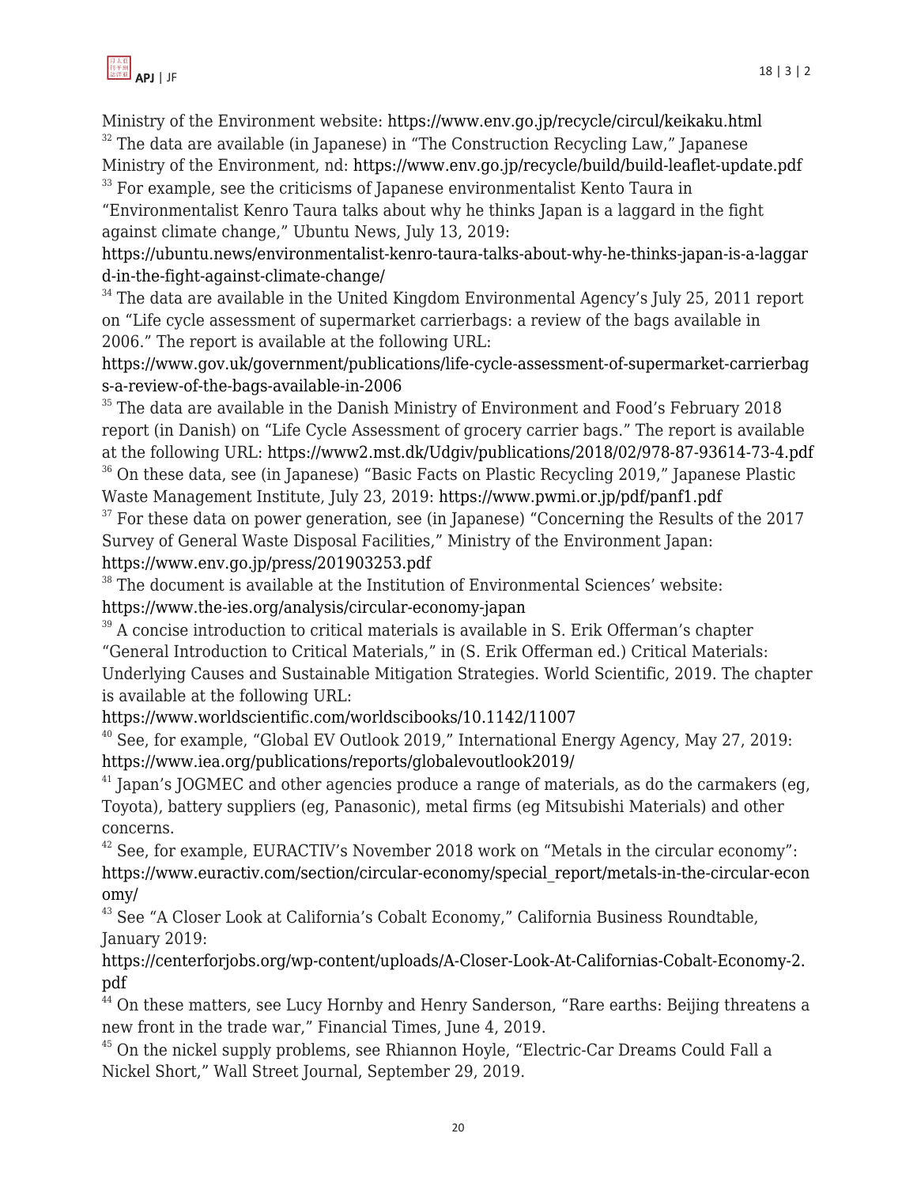Ministry of the Environment website: https://www.env.go.jp/recycle/circul/keikaku.html

[32] The data are available (in Japanese) in "The Construction Recycling Law," Japanese Ministry of the Environment, nd: https://www.env.go.jp/recycle/build/build-leaflet-update.pdf

[33] For example, see the criticisms of Japanese environmentalist Kento Taura in "Environmentalist Kenro Taura talks about why he thinks Japan is a laggard in the fight against climate change," Ubuntu News, July 13, 2019: https://ubuntu.news/environmentalist-kenro-taura-talks-about-why-he-thinks-japan-is-a-laggard-in-the-fight-against-climate-change/

[34] The data are available in the United Kingdom Environmental Agency's July 25, 2011 report on "Life cycle assessment of supermarket carrierbags: a review of the bags available in 2006." The report is available at the following URL: https://www.gov.uk/government/publications/life-cycle-assessment-of-supermarket-carrierbags-a-review-of-the-bags-available-in-2006

[35] The data are available in the Danish Ministry of Environment and Food's February 2018 report (in Danish) on "Life Cycle Assessment of grocery carrier bags." The report is available at the following URL: https://www2.mst.dk/Udgiv/publications/2018/02/978-87-93614-73-4.pdf

[36] On these data, see (in Japanese) "Basic Facts on Plastic Recycling 2019," Japanese Plastic Waste Management Institute, July 23, 2019: https://www.pwmi.or.jp/pdf/panf1.pdf

[37] For these data on power generation, see (in Japanese) "Concerning the Results of the 2017 Survey of General Waste Disposal Facilities," Ministry of the Environment Japan: https://www.env.go.jp/press/201903253.pdf

[38] The document is available at the Institution of Environmental Sciences' website: https://www.the-ies.org/analysis/circular-economy-japan

[39] A concise introduction to critical materials is available in S. Erik Offerman's chapter "General Introduction to Critical Materials," in (S. Erik Offerman ed.) Critical Materials: Underlying Causes and Sustainable Mitigation Strategies. World Scientific, 2019. The chapter is available at the following URL: https://www.worldscientific.com/worldscibooks/10.1142/11007

[40] See, for example, "Global EV Outlook 2019," International Energy Agency, May 27, 2019: https://www.iea.org/publications/reports/globalevoutlook2019/

[41] Japan's JOGMEC and other agencies produce a range of materials, as do the carmakers (eg, Toyota), battery suppliers (eg, Panasonic), metal firms (eg Mitsubishi Materials) and other concerns.

[42] See, for example, EURACTIV's November 2018 work on "Metals in the circular economy": https://www.euractiv.com/section/circular-economy/special_report/metals-in-the-circular-economy/

[43] See "A Closer Look at California's Cobalt Economy," California Business Roundtable, January 2019: https://centerforjobs.org/wp-content/uploads/A-Closer-Look-At-Californias-Cobalt-Economy-2.pdf

[44] On these matters, see Lucy Hornby and Henry Sanderson, "Rare earths: Beijing threatens a new front in the trade war," Financial Times, June 4, 2019.

[45] On the nickel supply problems, see Rhiannon Hoyle, "Electric-Car Dreams Could Fall a Nickel Short," Wall Street Journal, September 29, 2019.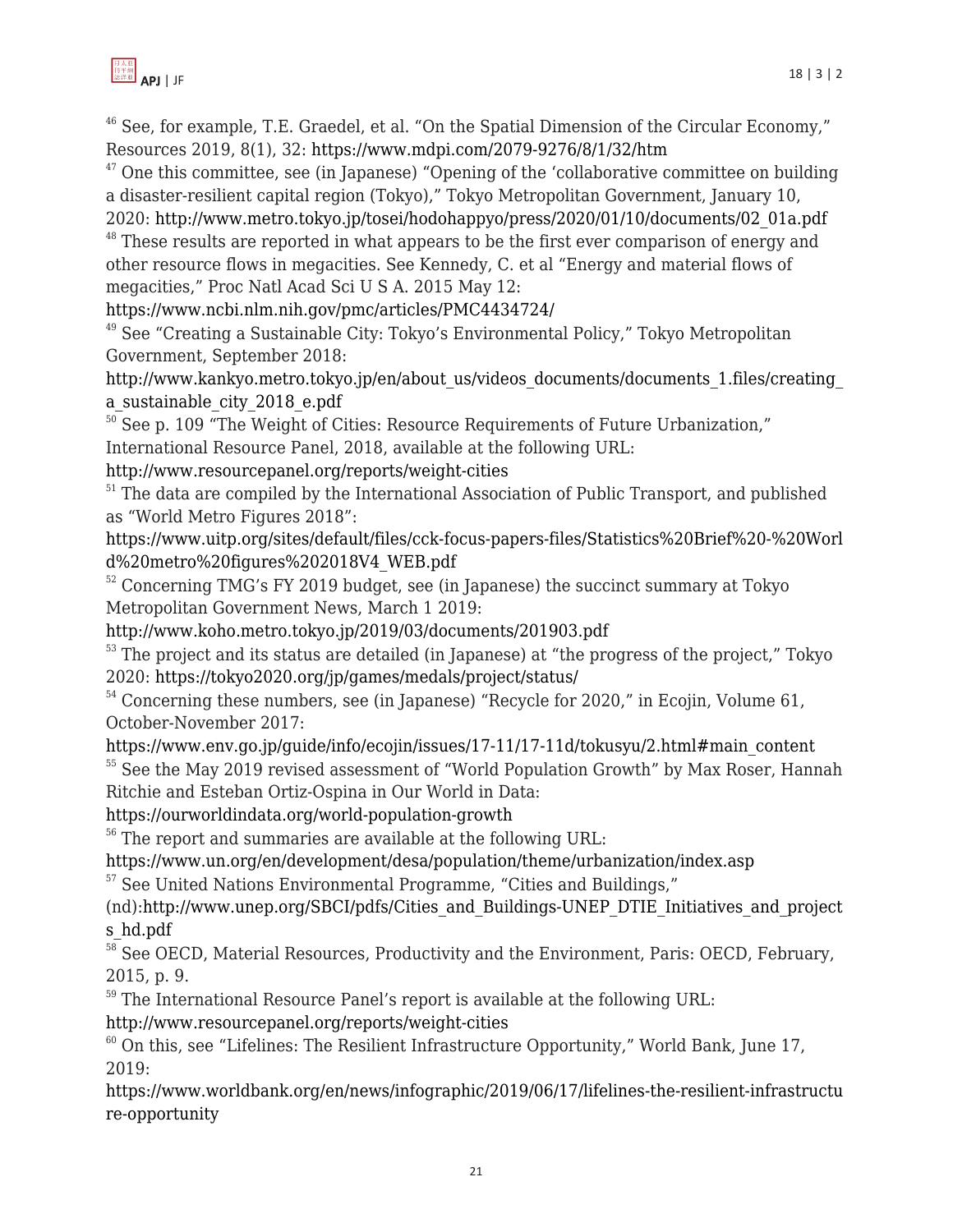[46] See, for example, T.E. Graedel, et al. "On the Spatial Dimension of the Circular Economy," Resources 2019, 8(1), 32: https://www.mdpi.com/2079-9276/8/1/32/htm

[47] One this committee, see (in Japanese) "Opening of the 'collaborative committee on building a disaster-resilient capital region (Tokyo)," Tokyo Metropolitan Government, January 10, 2020: http://www.metro.tokyo.jp/tosei/hodohappyo/press/2020/01/10/documents/02_01a.pdf

[48] These results are reported in what appears to be the first ever comparison of energy and other resource flows in megacities. See Kennedy, C. et al "Energy and material flows of megacities," Proc Natl Acad Sci U S A. 2015 May 12: https://www.ncbi.nlm.nih.gov/pmc/articles/PMC4434724/

[49] See "Creating a Sustainable City: Tokyo's Environmental Policy," Tokyo Metropolitan Government, September 2018: http://www.kankyo.metro.tokyo.jp/en/about_us/videos_documents/documents_1.files/creating_a_sustainable_city_2018_e.pdf

[50] See p. 109 "The Weight of Cities: Resource Requirements of Future Urbanization," International Resource Panel, 2018, available at the following URL: http://www.resourcepanel.org/reports/weight-cities

[51] The data are compiled by the International Association of Public Transport, and published as "World Metro Figures 2018": https://www.uitp.org/sites/default/files/cck-focus-papers-files/Statistics%20Brief%20-%20World%20metro%20figures%202018V4_WEB.pdf

[52] Concerning TMG's FY 2019 budget, see (in Japanese) the succinct summary at Tokyo Metropolitan Government News, March 1 2019: http://www.koho.metro.tokyo.jp/2019/03/documents/201903.pdf

[53] The project and its status are detailed (in Japanese) at "the progress of the project," Tokyo 2020: https://tokyo2020.org/jp/games/medals/project/status/

[54] Concerning these numbers, see (in Japanese) "Recycle for 2020," in Ecojin, Volume 61, October-November 2017: https://www.env.go.jp/guide/info/ecojin/issues/17-11/17-11d/tokusyu/2.html#main_content

[55] See the May 2019 revised assessment of "World Population Growth" by Max Roser, Hannah Ritchie and Esteban Ortiz-Ospina in Our World in Data: https://ourworldindata.org/world-population-growth

[56] The report and summaries are available at the following URL: https://www.un.org/en/development/desa/population/theme/urbanization/index.asp

[57] See United Nations Environmental Programme, "Cities and Buildings," (nd):http://www.unep.org/SBCI/pdfs/Cities_and_Buildings-UNEP_DTIE_Initiatives_and_projects_hd.pdf

[58] See OECD, Material Resources, Productivity and the Environment, Paris: OECD, February, 2015, p. 9.

[59] The International Resource Panel's report is available at the following URL: http://www.resourcepanel.org/reports/weight-cities

[60] On this, see "Lifelines: The Resilient Infrastructure Opportunity," World Bank, June 17, 2019: https://www.worldbank.org/en/news/infographic/2019/06/17/lifelines-the-resilient-infrastructure-opportunity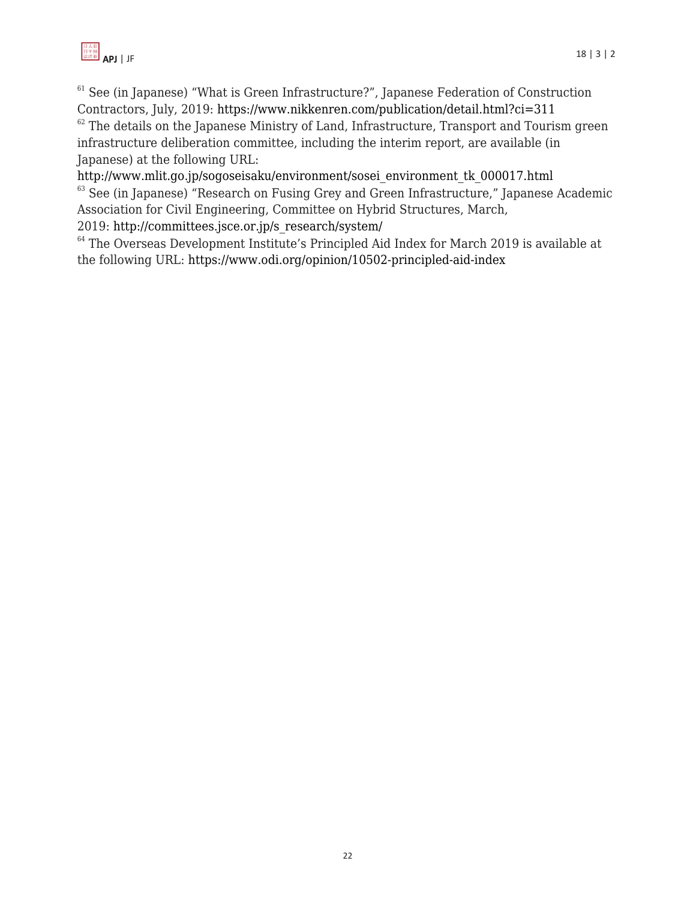[61] See (in Japanese) "What is Green Infrastructure?", Japanese Federation of Construction Contractors, July, 2019: https://www.nikkenren.com/publication/detail.html?ci=311

[62] The details on the Japanese Ministry of Land, Infrastructure, Transport and Tourism green infrastructure deliberation committee, including the interim report, are available (in Japanese) at the following URL: http://www.mlit.go.jp/sogoseisaku/environment/sosei_environment_tk_000017.html

[63] See (in Japanese) "Research on Fusing Grey and Green Infrastructure," Japanese Academic Association for Civil Engineering, Committee on Hybrid Structures, March, 2019: http://committees.jsce.or.jp/s_research/system/

[64] The Overseas Development Institute's Principled Aid Index for March 2019 is available at the following URL: https://www.odi.org/opinion/10502-principled-aid-index